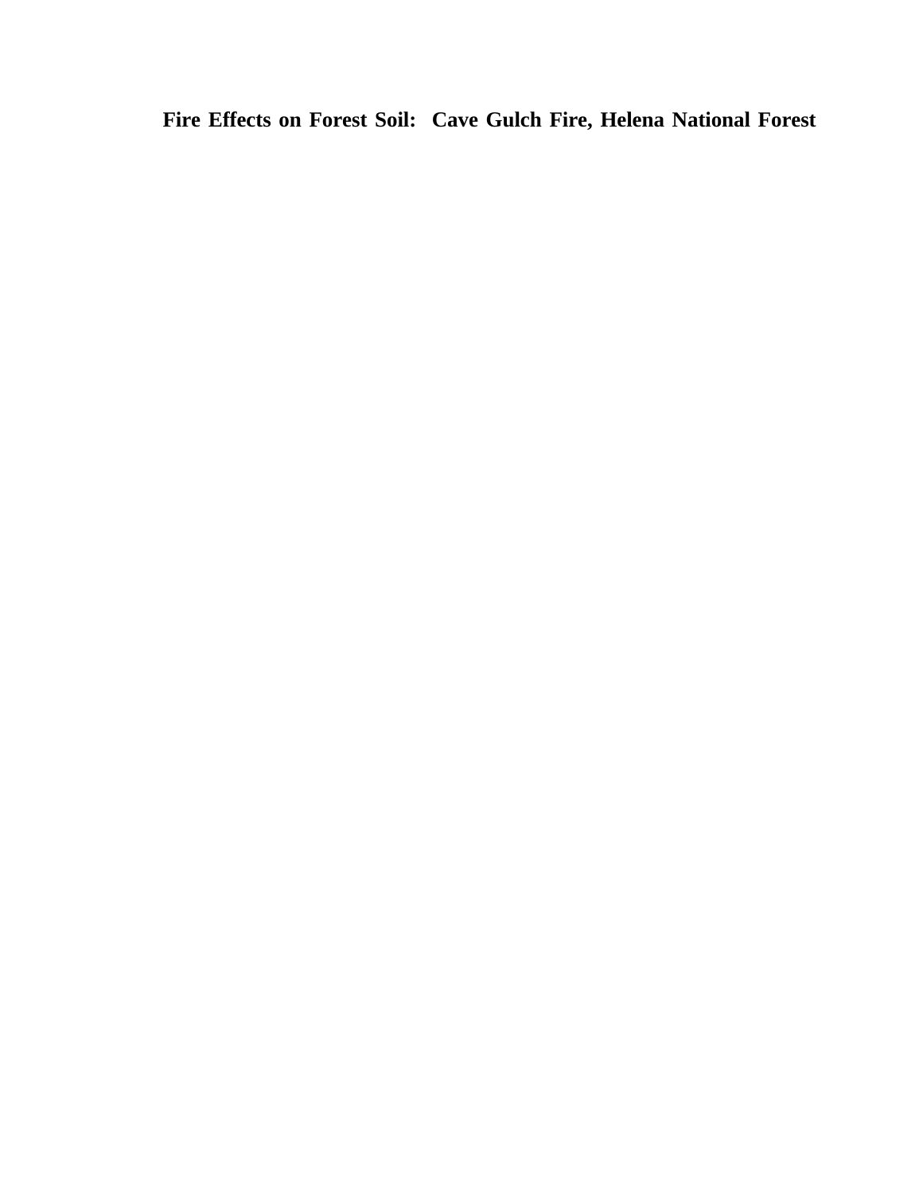# Fire Effects on Forest Soil: Cave Gulch Fire, Helena National Forest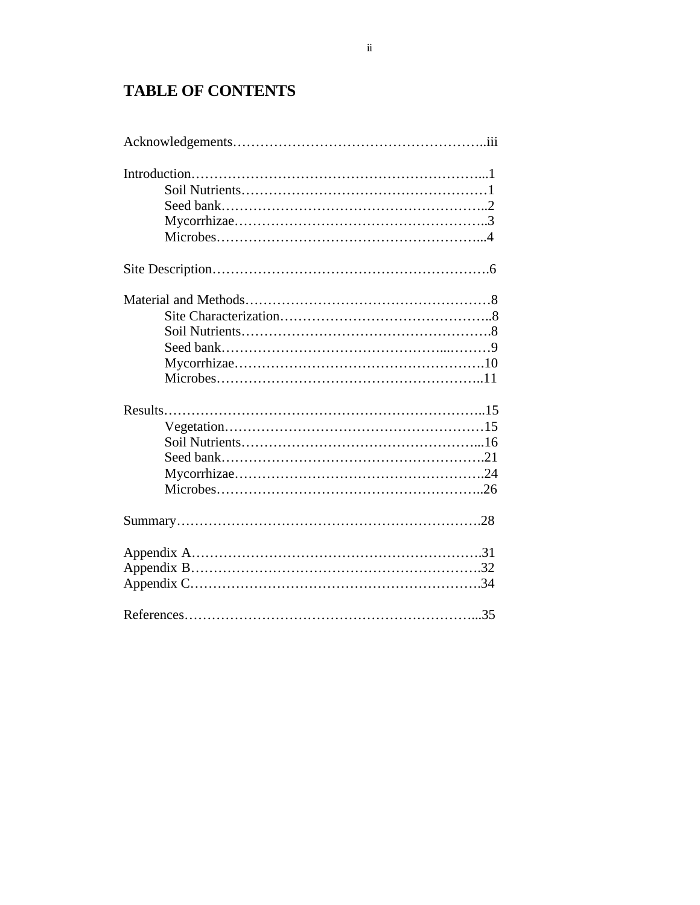# TABLE OF CONTENTS

Acknowledgements……………………………………………..iii

Introduction………………………………………………………...1
- Soil Nutrients………………………………………………1
- Seed bank…………………………………………………..2
- Mycorrhizae………………………………………………..3
- Microbes…………………………………………………...4

Site Description…………………………………………………….6

Material and Methods………………………………………………8
- Site Characterization………………………………………..8
- Soil Nutrients……………………………………………….8
- Seed bank……………………………………………………9
- Mycorrhizae……………………………………………….10
- Microbes…………………………………………………..11

Results……………………………………………………………..15
- Vegetation…………………………………………………15
- Soil Nutrients……………………………………………...16
- Seed bank………………………………………………….21
- Mycorrhizae……………………………………………….24
- Microbes…………………………………………………..26

Summary…………………………………………………………….28

Appendix A………………………………………………………….31
Appendix B………………………………………………………….32
Appendix C………………………………………………………….34

References…………………………………………………………...35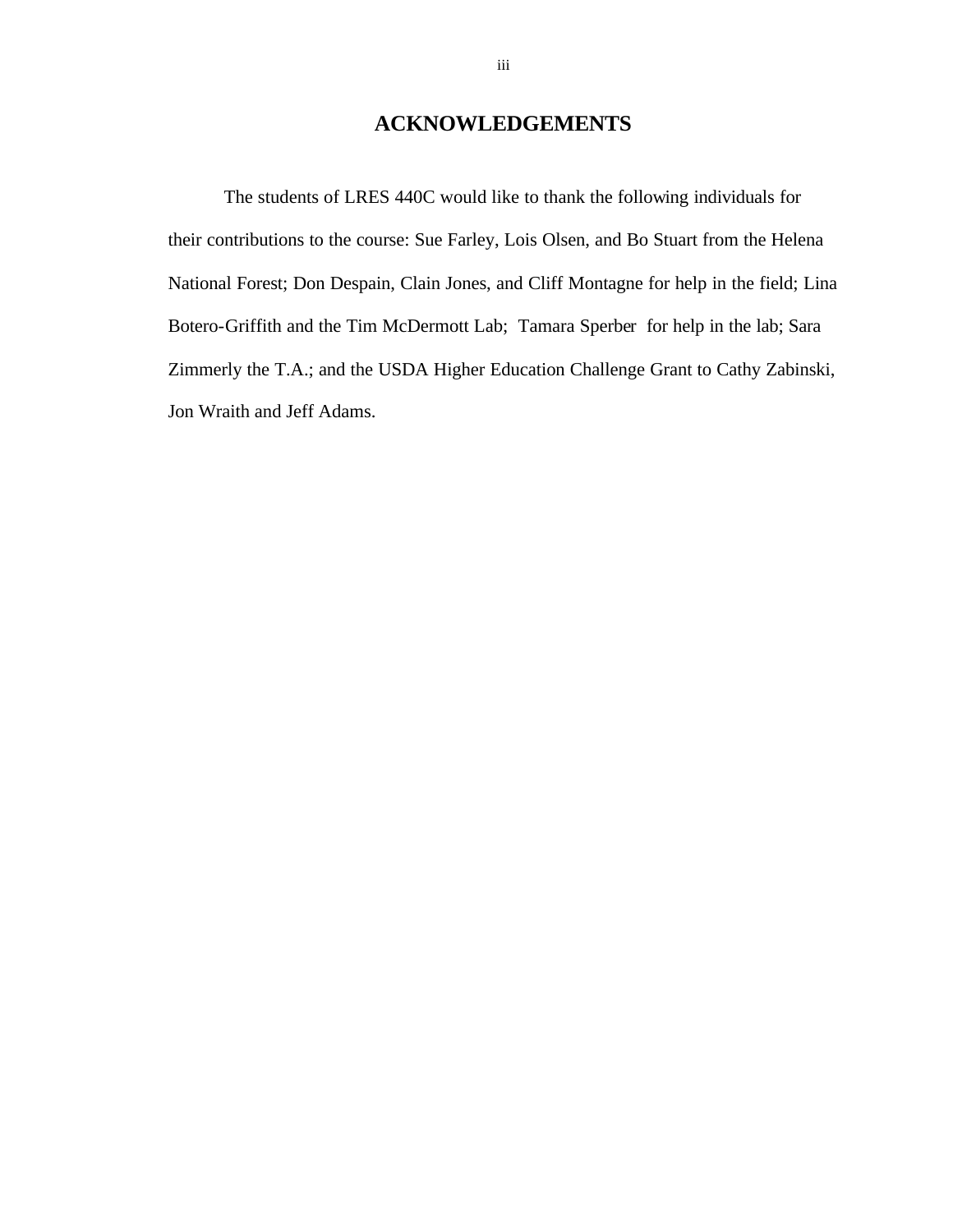# ACKNOWLEDGEMENTS

The students of LRES 440C would like to thank the following individuals for their contributions to the course: Sue Farley, Lois Olsen, and Bo Stuart from the Helena National Forest; Don Despain, Clain Jones, and Cliff Montagne for help in the field; Lina Botero-Griffith and the Tim McDermott Lab; Tamara Sperber for help in the lab; Sara Zimmerly the T.A.; and the USDA Higher Education Challenge Grant to Cathy Zabinski, Jon Wraith and Jeff Adams.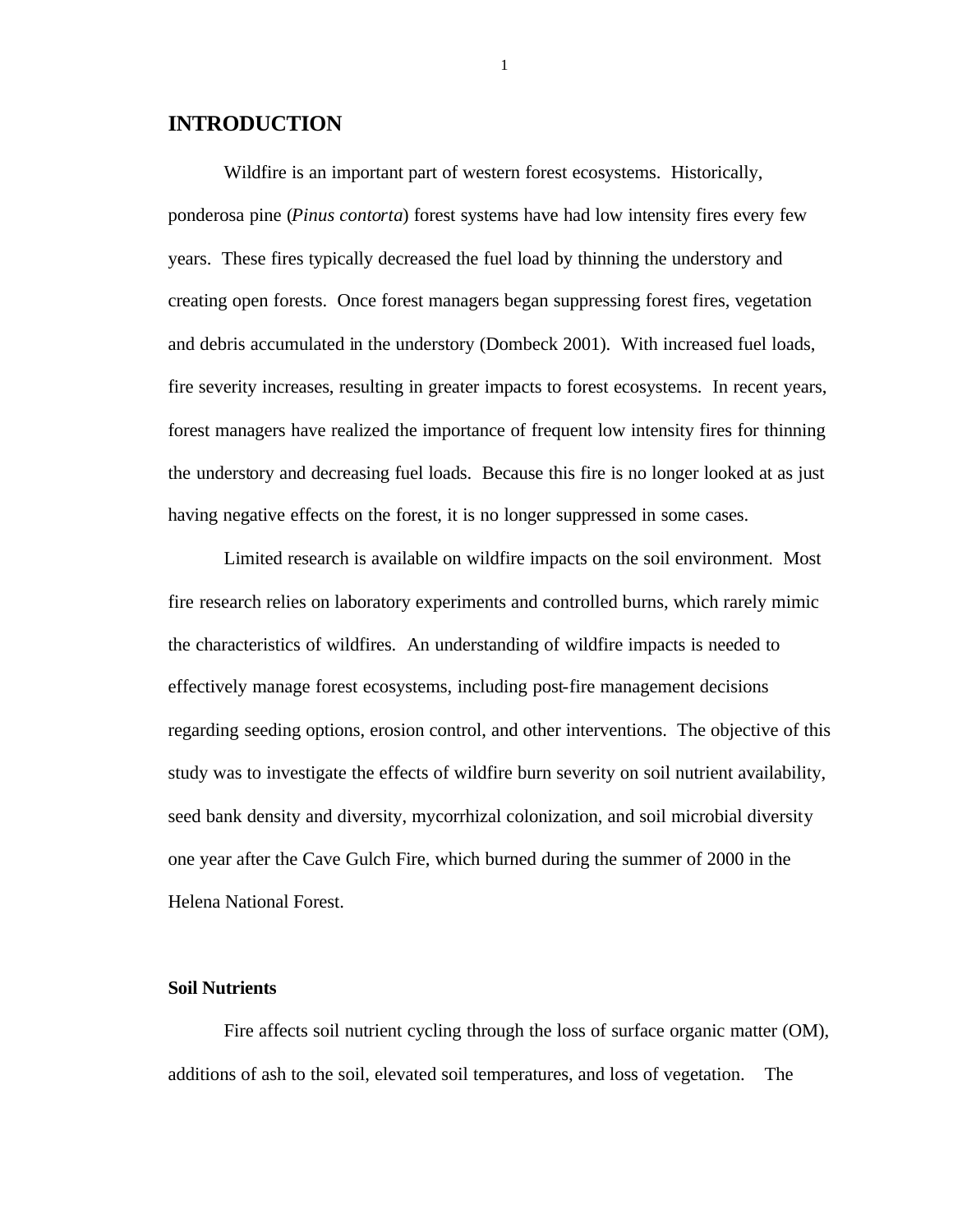# INTRODUCTION

Wildfire is an important part of western forest ecosystems. Historically, ponderosa pine (*Pinus contorta*) forest systems have had low intensity fires every few years. These fires typically decreased the fuel load by thinning the understory and creating open forests. Once forest managers began suppressing forest fires, vegetation and debris accumulated in the understory (Dombeck 2001). With increased fuel loads, fire severity increases, resulting in greater impacts to forest ecosystems. In recent years, forest managers have realized the importance of frequent low intensity fires for thinning the understory and decreasing fuel loads. Because this fire is no longer looked at as just having negative effects on the forest, it is no longer suppressed in some cases.

Limited research is available on wildfire impacts on the soil environment. Most fire research relies on laboratory experiments and controlled burns, which rarely mimic the characteristics of wildfires. An understanding of wildfire impacts is needed to effectively manage forest ecosystems, including post-fire management decisions regarding seeding options, erosion control, and other interventions. The objective of this study was to investigate the effects of wildfire burn severity on soil nutrient availability, seed bank density and diversity, mycorrhizal colonization, and soil microbial diversity one year after the Cave Gulch Fire, which burned during the summer of 2000 in the Helena National Forest.

### Soil Nutrients

Fire affects soil nutrient cycling through the loss of surface organic matter (OM), additions of ash to the soil, elevated soil temperatures, and loss of vegetation. The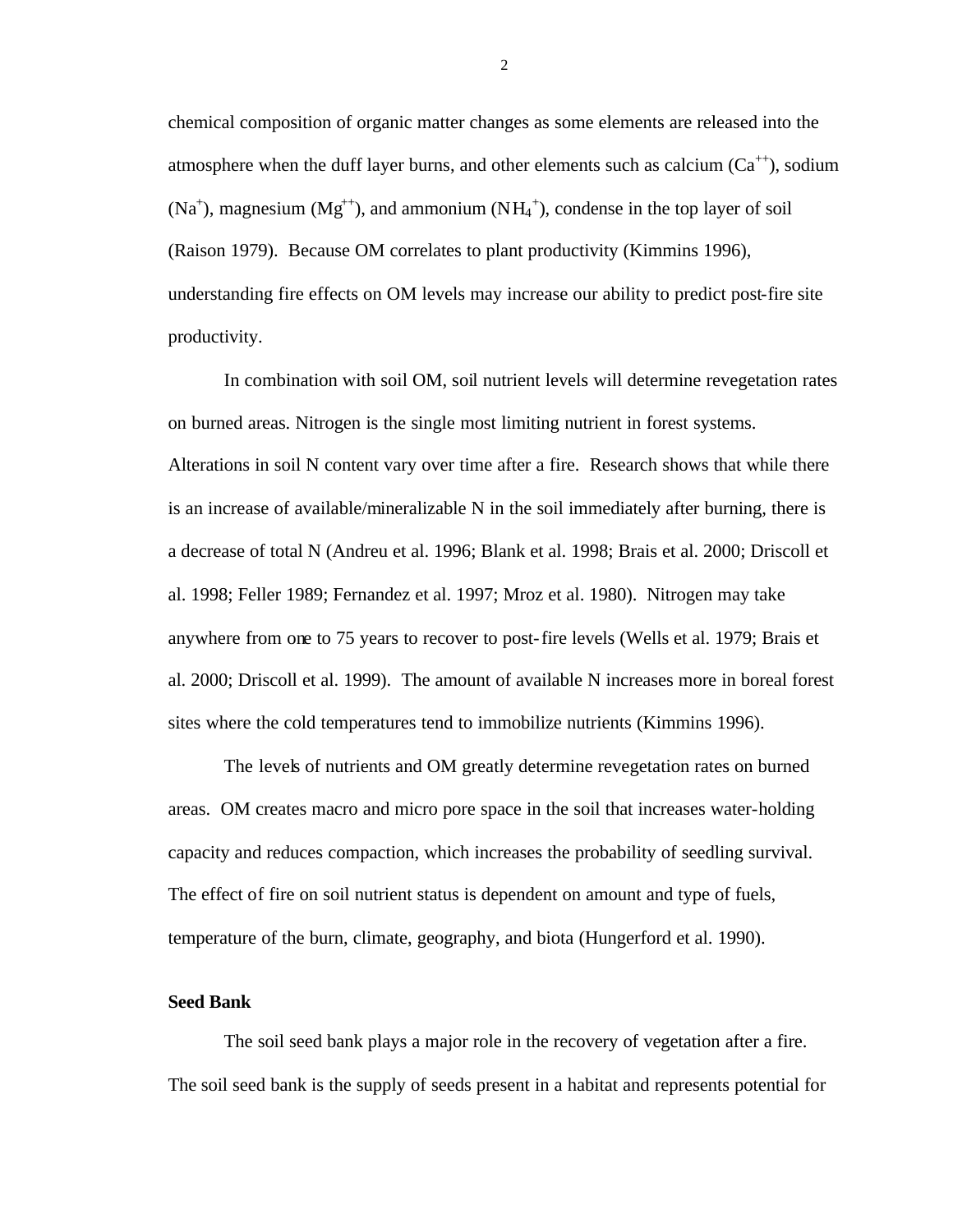chemical composition of organic matter changes as some elements are released into the atmosphere when the duff layer burns, and other elements such as calcium ($Ca^{++}$), sodium ($Na^{+}$), magnesium ($Mg^{++}$), and ammonium ($NH_4^{+}$), condense in the top layer of soil (Raison 1979). Because OM correlates to plant productivity (Kimmins 1996), understanding fire effects on OM levels may increase our ability to predict post-fire site productivity.

In combination with soil OM, soil nutrient levels will determine revegetation rates on burned areas. Nitrogen is the single most limiting nutrient in forest systems. Alterations in soil N content vary over time after a fire. Research shows that while there is an increase of available/mineralizable N in the soil immediately after burning, there is a decrease of total N (Andreu et al. 1996; Blank et al. 1998; Brais et al. 2000; Driscoll et al. 1998; Feller 1989; Fernandez et al. 1997; Mroz et al. 1980). Nitrogen may take anywhere from one to 75 years to recover to post-fire levels (Wells et al. 1979; Brais et al. 2000; Driscoll et al. 1999). The amount of available N increases more in boreal forest sites where the cold temperatures tend to immobilize nutrients (Kimmins 1996).

The levels of nutrients and OM greatly determine revegetation rates on burned areas. OM creates macro and micro pore space in the soil that increases water-holding capacity and reduces compaction, which increases the probability of seedling survival. The effect of fire on soil nutrient status is dependent on amount and type of fuels, temperature of the burn, climate, geography, and biota (Hungerford et al. 1990).

**Seed Bank**

The soil seed bank plays a major role in the recovery of vegetation after a fire. The soil seed bank is the supply of seeds present in a habitat and represents potential for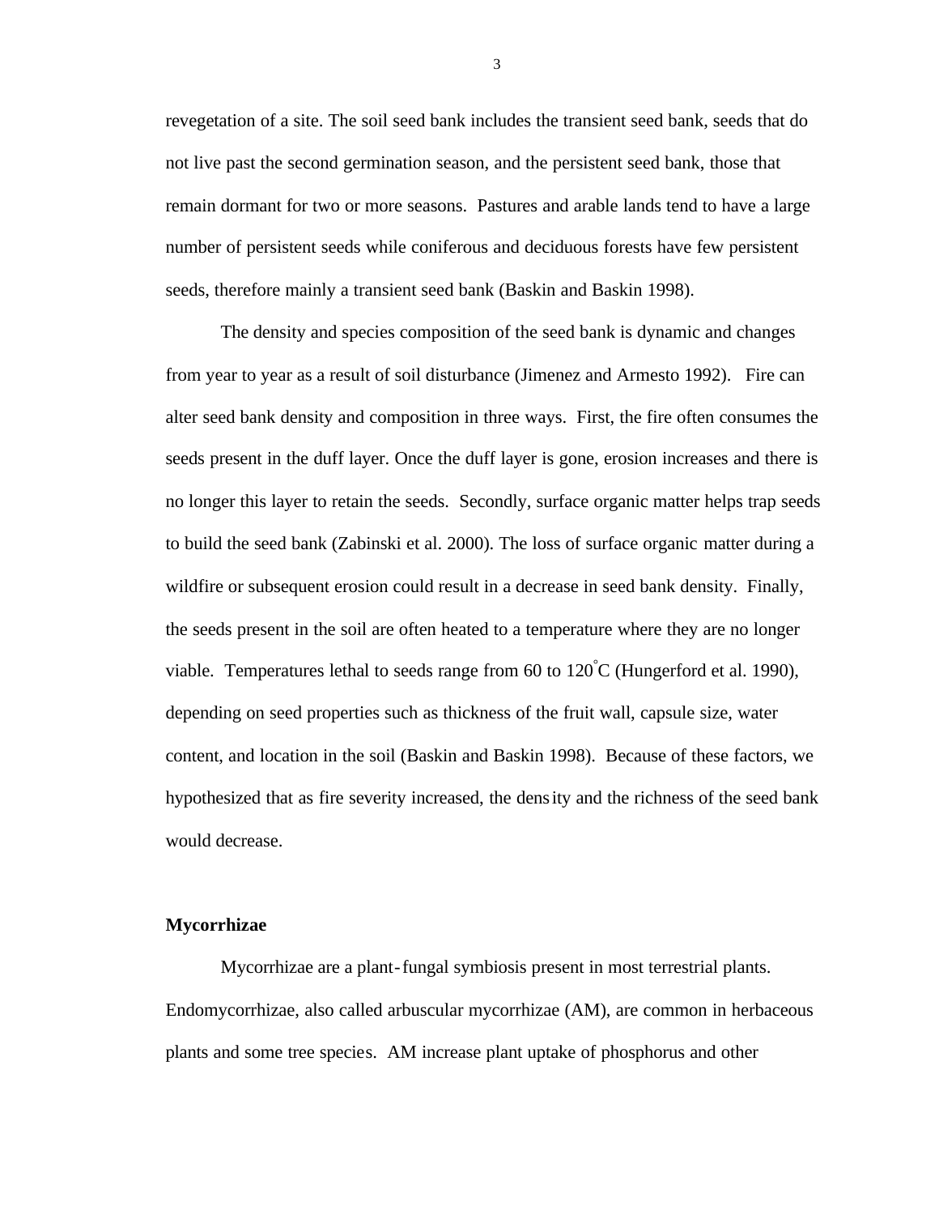revegetation of a site. The soil seed bank includes the transient seed bank, seeds that do not live past the second germination season, and the persistent seed bank, those that remain dormant for two or more seasons. Pastures and arable lands tend to have a large number of persistent seeds while coniferous and deciduous forests have few persistent seeds, therefore mainly a transient seed bank (Baskin and Baskin 1998).

The density and species composition of the seed bank is dynamic and changes from year to year as a result of soil disturbance (Jimenez and Armesto 1992). Fire can alter seed bank density and composition in three ways. First, the fire often consumes the seeds present in the duff layer. Once the duff layer is gone, erosion increases and there is no longer this layer to retain the seeds. Secondly, surface organic matter helps trap seeds to build the seed bank (Zabinski et al. 2000). The loss of surface organic matter during a wildfire or subsequent erosion could result in a decrease in seed bank density. Finally, the seeds present in the soil are often heated to a temperature where they are no longer viable. Temperatures lethal to seeds range from 60 to 120°C (Hungerford et al. 1990), depending on seed properties such as thickness of the fruit wall, capsule size, water content, and location in the soil (Baskin and Baskin 1998). Because of these factors, we hypothesized that as fire severity increased, the density and the richness of the seed bank would decrease.

### Mycorrhizae

Mycorrhizae are a plant-fungal symbiosis present in most terrestrial plants. Endomycorrhizae, also called arbuscular mycorrhizae (AM), are common in herbaceous plants and some tree species. AM increase plant uptake of phosphorus and other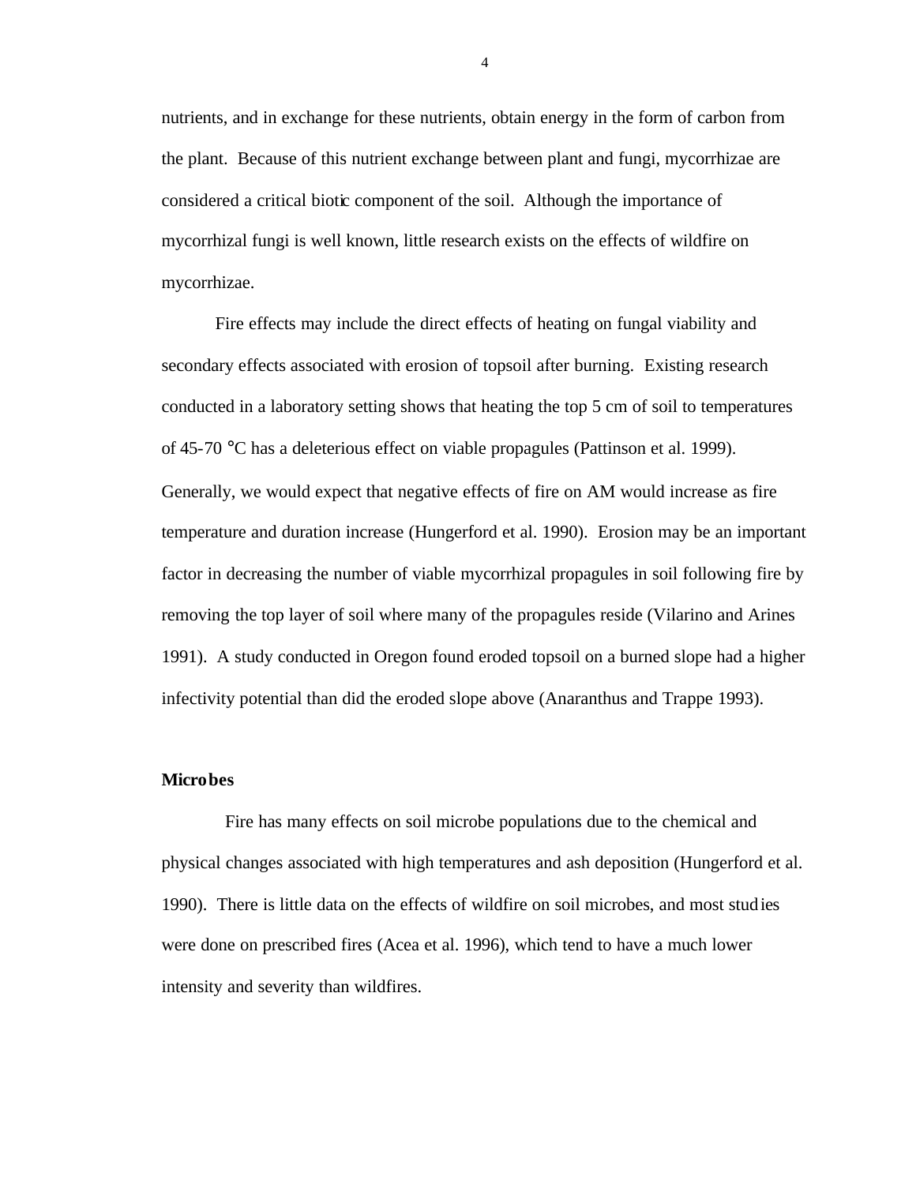nutrients, and in exchange for these nutrients, obtain energy in the form of carbon from the plant. Because of this nutrient exchange between plant and fungi, mycorrhizae are considered a critical biotic component of the soil. Although the importance of mycorrhizal fungi is well known, little research exists on the effects of wildfire on mycorrhizae.

Fire effects may include the direct effects of heating on fungal viability and secondary effects associated with erosion of topsoil after burning. Existing research conducted in a laboratory setting shows that heating the top 5 cm of soil to temperatures of 45-70 °C has a deleterious effect on viable propagules (Pattinson et al. 1999). Generally, we would expect that negative effects of fire on AM would increase as fire temperature and duration increase (Hungerford et al. 1990). Erosion may be an important factor in decreasing the number of viable mycorrhizal propagules in soil following fire by removing the top layer of soil where many of the propagules reside (Vilarino and Arines 1991). A study conducted in Oregon found eroded topsoil on a burned slope had a higher infectivity potential than did the eroded slope above (Anaranthus and Trappe 1993).

**Microbes**

Fire has many effects on soil microbe populations due to the chemical and physical changes associated with high temperatures and ash deposition (Hungerford et al. 1990). There is little data on the effects of wildfire on soil microbes, and most studies were done on prescribed fires (Acea et al. 1996), which tend to have a much lower intensity and severity than wildfires.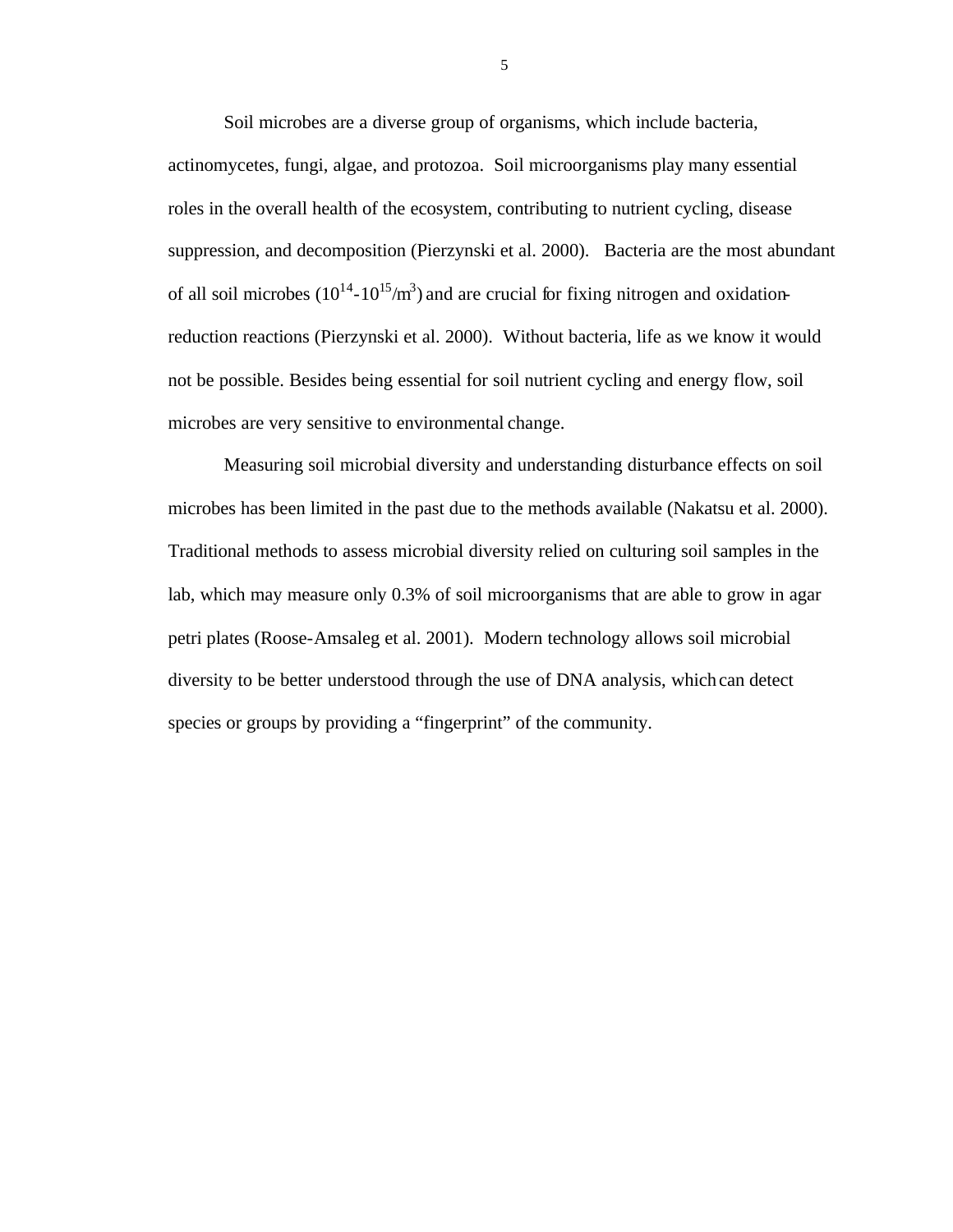Soil microbes are a diverse group of organisms, which include bacteria, actinomycetes, fungi, algae, and protozoa. Soil microorganisms play many essential roles in the overall health of the ecosystem, contributing to nutrient cycling, disease suppression, and decomposition (Pierzynski et al. 2000). Bacteria are the most abundant of all soil microbes ($10^{14}$-$10^{15}$/$m^3$) and are crucial for fixing nitrogen and oxidation-reduction reactions (Pierzynski et al. 2000). Without bacteria, life as we know it would not be possible. Besides being essential for soil nutrient cycling and energy flow, soil microbes are very sensitive to environmental change.

Measuring soil microbial diversity and understanding disturbance effects on soil microbes has been limited in the past due to the methods available (Nakatsu et al. 2000). Traditional methods to assess microbial diversity relied on culturing soil samples in the lab, which may measure only 0.3% of soil microorganisms that are able to grow in agar petri plates (Roose-Amsaleg et al. 2001). Modern technology allows soil microbial diversity to be better understood through the use of DNA analysis, which can detect species or groups by providing a "fingerprint" of the community.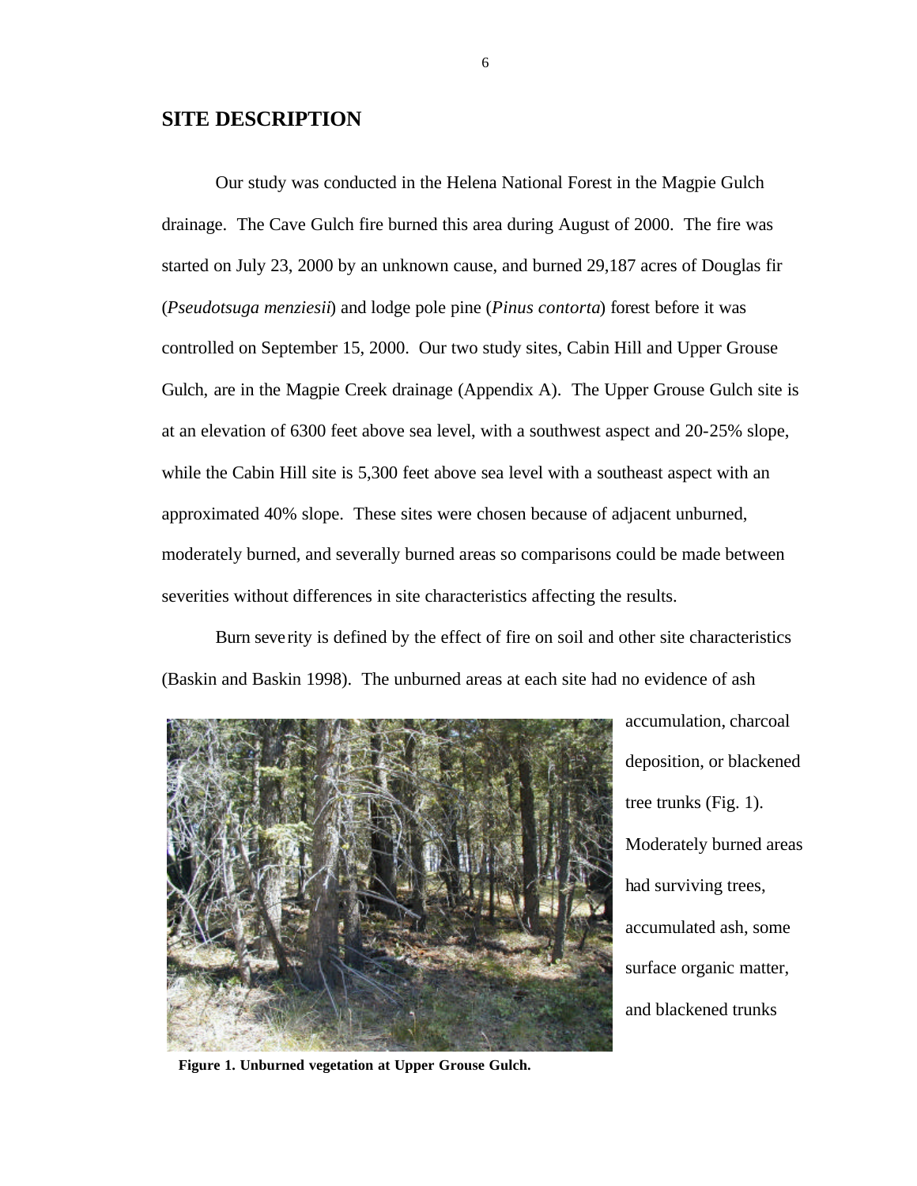## SITE DESCRIPTION

Our study was conducted in the Helena National Forest in the Magpie Gulch drainage. The Cave Gulch fire burned this area during August of 2000. The fire was started on July 23, 2000 by an unknown cause, and burned 29,187 acres of Douglas fir (*Pseudotsuga menziesii*) and lodge pole pine (*Pinus contorta*) forest before it was controlled on September 15, 2000. Our two study sites, Cabin Hill and Upper Grouse Gulch, are in the Magpie Creek drainage (Appendix A). The Upper Grouse Gulch site is at an elevation of 6300 feet above sea level, with a southwest aspect and 20-25% slope, while the Cabin Hill site is 5,300 feet above sea level with a southeast aspect with an approximated 40% slope. These sites were chosen because of adjacent unburned, moderately burned, and severally burned areas so comparisons could be made between severities without differences in site characteristics affecting the results.

Burn severity is defined by the effect of fire on soil and other site characteristics (Baskin and Baskin 1998). The unburned areas at each site had no evidence of ash accumulation, charcoal deposition, or blackened tree trunks (Fig. 1). Moderately burned areas had surviving trees, accumulated ash, some surface organic matter, and blackened trunks

**Figure 1. Unburned vegetation at Upper Grouse Gulch.**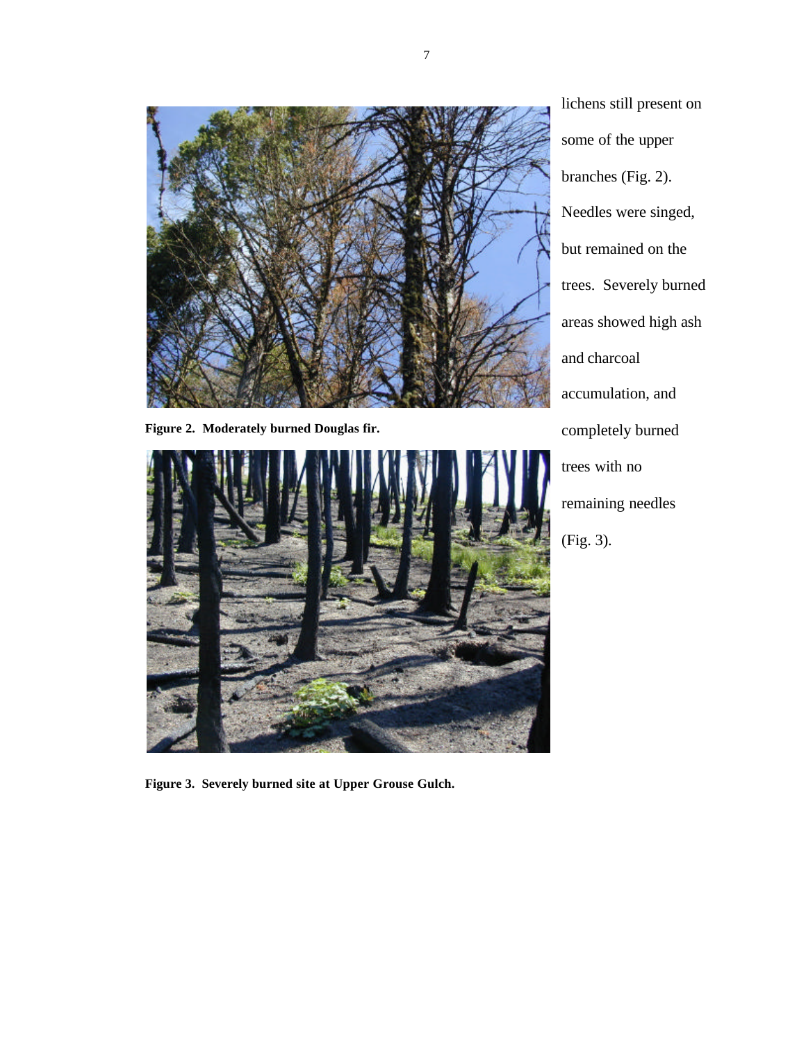lichens still present on some of the upper branches (Fig. 2). Needles were singed, but remained on the trees. Severely burned areas showed high ash and charcoal accumulation, and completely burned trees with no remaining needles (Fig. 3).

**Figure 2. Moderately burned Douglas fir.**

**Figure 3. Severely burned site at Upper Grouse Gulch.**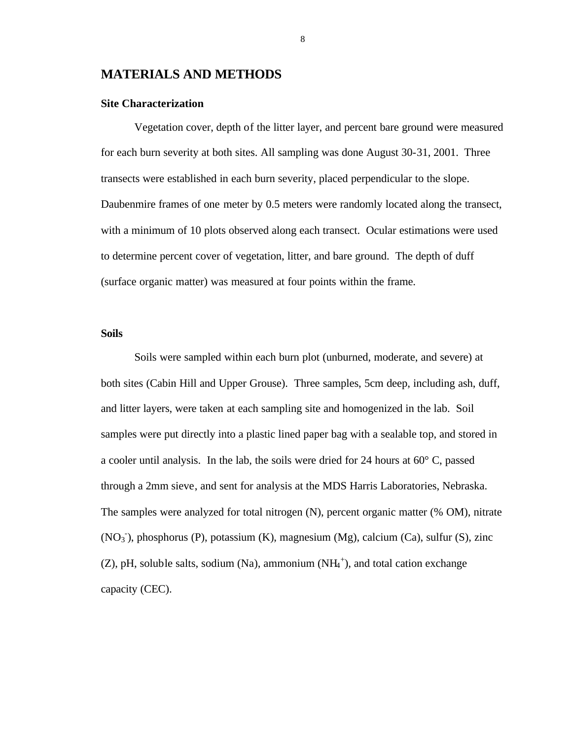# MATERIALS AND METHODS

## Site Characterization

Vegetation cover, depth of the litter layer, and percent bare ground were measured for each burn severity at both sites. All sampling was done August 30-31, 2001. Three transects were established in each burn severity, placed perpendicular to the slope. Daubenmire frames of one meter by 0.5 meters were randomly located along the transect, with a minimum of 10 plots observed along each transect. Ocular estimations were used to determine percent cover of vegetation, litter, and bare ground. The depth of duff (surface organic matter) was measured at four points within the frame.

## Soils

Soils were sampled within each burn plot (unburned, moderate, and severe) at both sites (Cabin Hill and Upper Grouse). Three samples, 5cm deep, including ash, duff, and litter layers, were taken at each sampling site and homogenized in the lab. Soil samples were put directly into a plastic lined paper bag with a sealable top, and stored in a cooler until analysis. In the lab, the soils were dried for 24 hours at 60° C, passed through a 2mm sieve, and sent for analysis at the MDS Harris Laboratories, Nebraska. The samples were analyzed for total nitrogen (N), percent organic matter (% OM), nitrate ($NO_3^-$), phosphorus (P), potassium (K), magnesium (Mg), calcium (Ca), sulfur (S), zinc (Z), pH, soluble salts, sodium (Na), ammonium ($NH_4^+$), and total cation exchange capacity (CEC).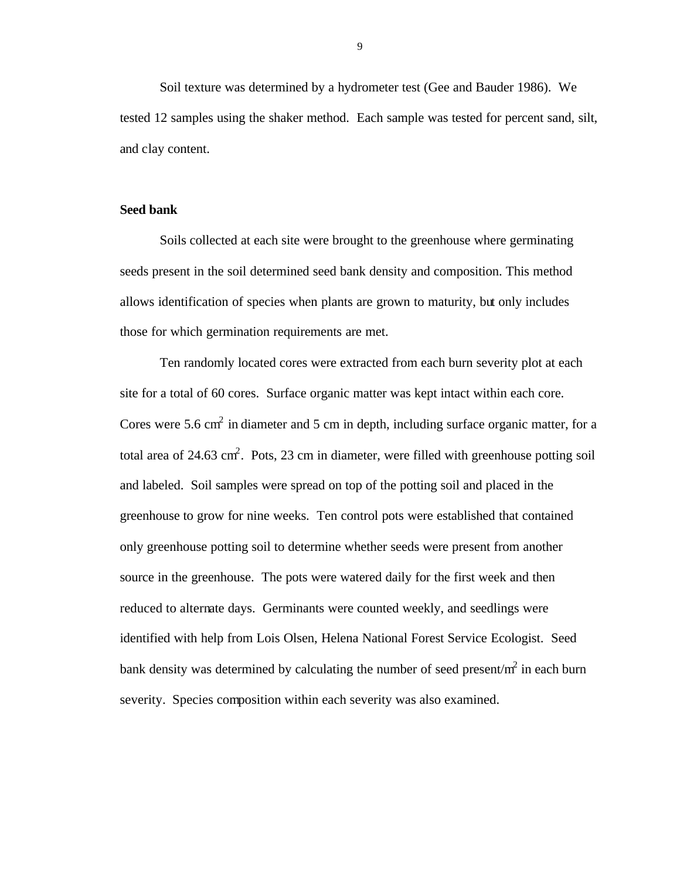Soil texture was determined by a hydrometer test (Gee and Bauder 1986). We tested 12 samples using the shaker method. Each sample was tested for percent sand, silt, and clay content.

## Seed bank

Soils collected at each site were brought to the greenhouse where germinating seeds present in the soil determined seed bank density and composition. This method allows identification of species when plants are grown to maturity, but only includes those for which germination requirements are met.

Ten randomly located cores were extracted from each burn severity plot at each site for a total of 60 cores. Surface organic matter was kept intact within each core. Cores were 5.6 $cm^2$ in diameter and 5 cm in depth, including surface organic matter, for a total area of 24.63 $cm^2$. Pots, 23 cm in diameter, were filled with greenhouse potting soil and labeled. Soil samples were spread on top of the potting soil and placed in the greenhouse to grow for nine weeks. Ten control pots were established that contained only greenhouse potting soil to determine whether seeds were present from another source in the greenhouse. The pots were watered daily for the first week and then reduced to alternate days. Germinants were counted weekly, and seedlings were identified with help from Lois Olsen, Helena National Forest Service Ecologist. Seed bank density was determined by calculating the number of seed present/$m^2$ in each burn severity. Species composition within each severity was also examined.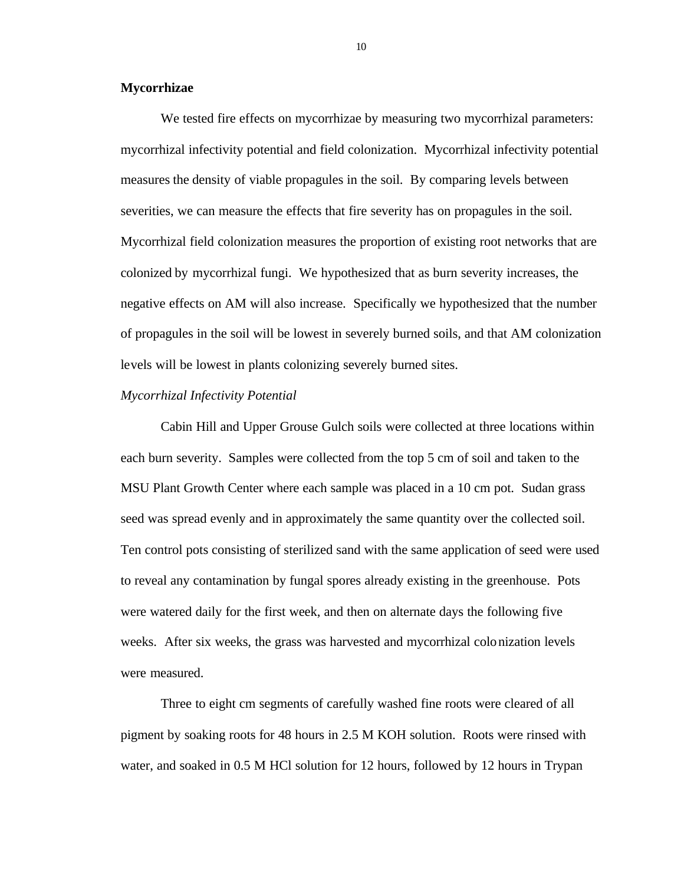**Mycorrhizae**

We tested fire effects on mycorrhizae by measuring two mycorrhizal parameters: mycorrhizal infectivity potential and field colonization. Mycorrhizal infectivity potential measures the density of viable propagules in the soil. By comparing levels between severities, we can measure the effects that fire severity has on propagules in the soil. Mycorrhizal field colonization measures the proportion of existing root networks that are colonized by mycorrhizal fungi. We hypothesized that as burn severity increases, the negative effects on AM will also increase. Specifically we hypothesized that the number of propagules in the soil will be lowest in severely burned soils, and that AM colonization levels will be lowest in plants colonizing severely burned sites.

*Mycorrhizal Infectivity Potential*

Cabin Hill and Upper Grouse Gulch soils were collected at three locations within each burn severity. Samples were collected from the top 5 cm of soil and taken to the MSU Plant Growth Center where each sample was placed in a 10 cm pot. Sudan grass seed was spread evenly and in approximately the same quantity over the collected soil. Ten control pots consisting of sterilized sand with the same application of seed were used to reveal any contamination by fungal spores already existing in the greenhouse. Pots were watered daily for the first week, and then on alternate days the following five weeks. After six weeks, the grass was harvested and mycorrhizal colonization levels were measured.

Three to eight cm segments of carefully washed fine roots were cleared of all pigment by soaking roots for 48 hours in 2.5 M KOH solution. Roots were rinsed with water, and soaked in 0.5 M HCl solution for 12 hours, followed by 12 hours in Trypan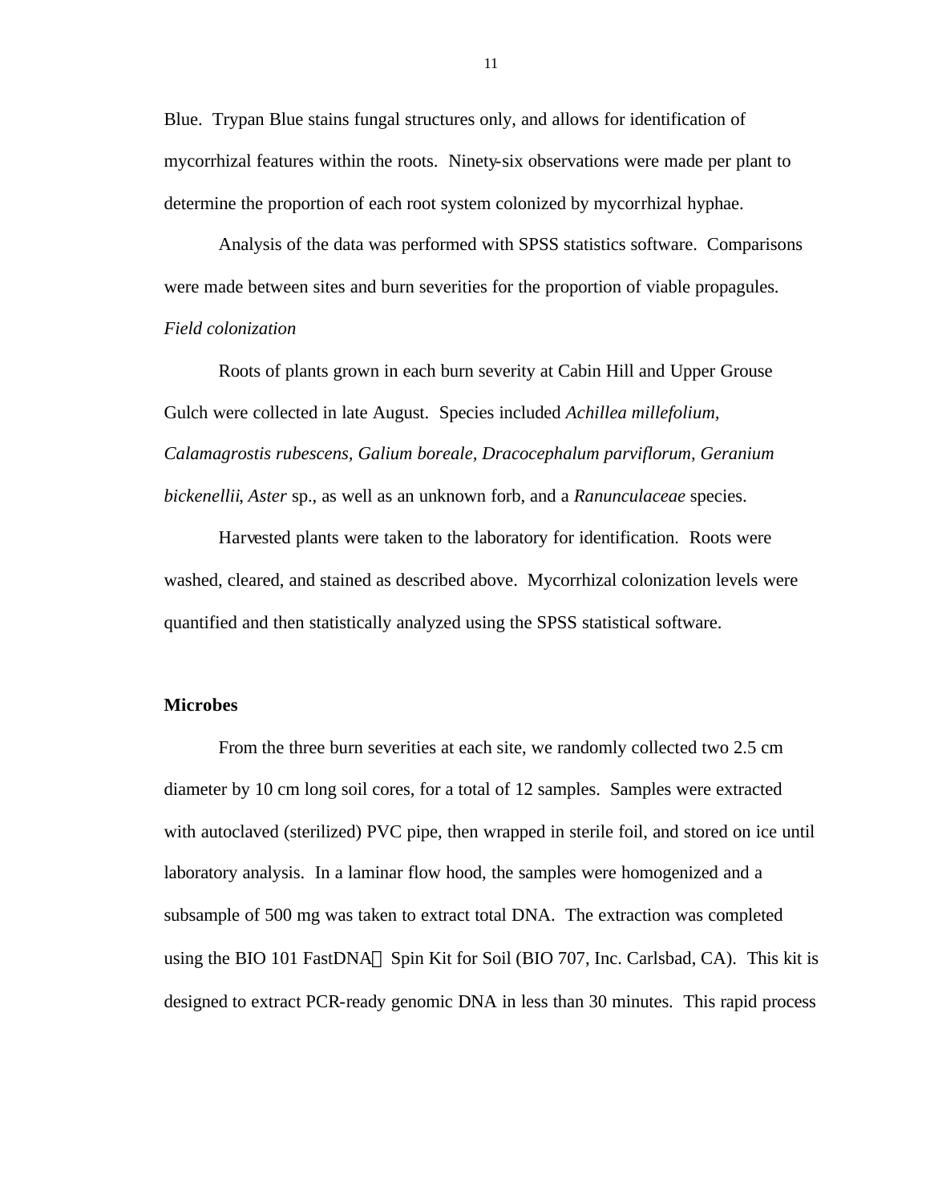Blue. Trypan Blue stains fungal structures only, and allows for identification of mycorrhizal features within the roots. Ninety-six observations were made per plant to determine the proportion of each root system colonized by mycorrhizal hyphae.

Analysis of the data was performed with SPSS statistics software. Comparisons were made between sites and burn severities for the proportion of viable propagules.

*Field colonization*

Roots of plants grown in each burn severity at Cabin Hill and Upper Grouse Gulch were collected in late August. Species included *Achillea millefolium, Calamagrostis rubescens, Galium boreale, Dracocephalum parviflorum, Geranium bickenellii*, *Aster* sp., as well as an unknown forb, and a *Ranunculaceae* species.

Harvested plants were taken to the laboratory for identification. Roots were washed, cleared, and stained as described above. Mycorrhizal colonization levels were quantified and then statistically analyzed using the SPSS statistical software.

**Microbes**

From the three burn severities at each site, we randomly collected two 2.5 cm diameter by 10 cm long soil cores, for a total of 12 samples. Samples were extracted with autoclaved (sterilized) PVC pipe, then wrapped in sterile foil, and stored on ice until laboratory analysis. In a laminar flow hood, the samples were homogenized and a subsample of 500 mg was taken to extract total DNA. The extraction was completed using the BIO 101 FastDNA Spin Kit for Soil (BIO 707, Inc. Carlsbad, CA). This kit is designed to extract PCR-ready genomic DNA in less than 30 minutes. This rapid process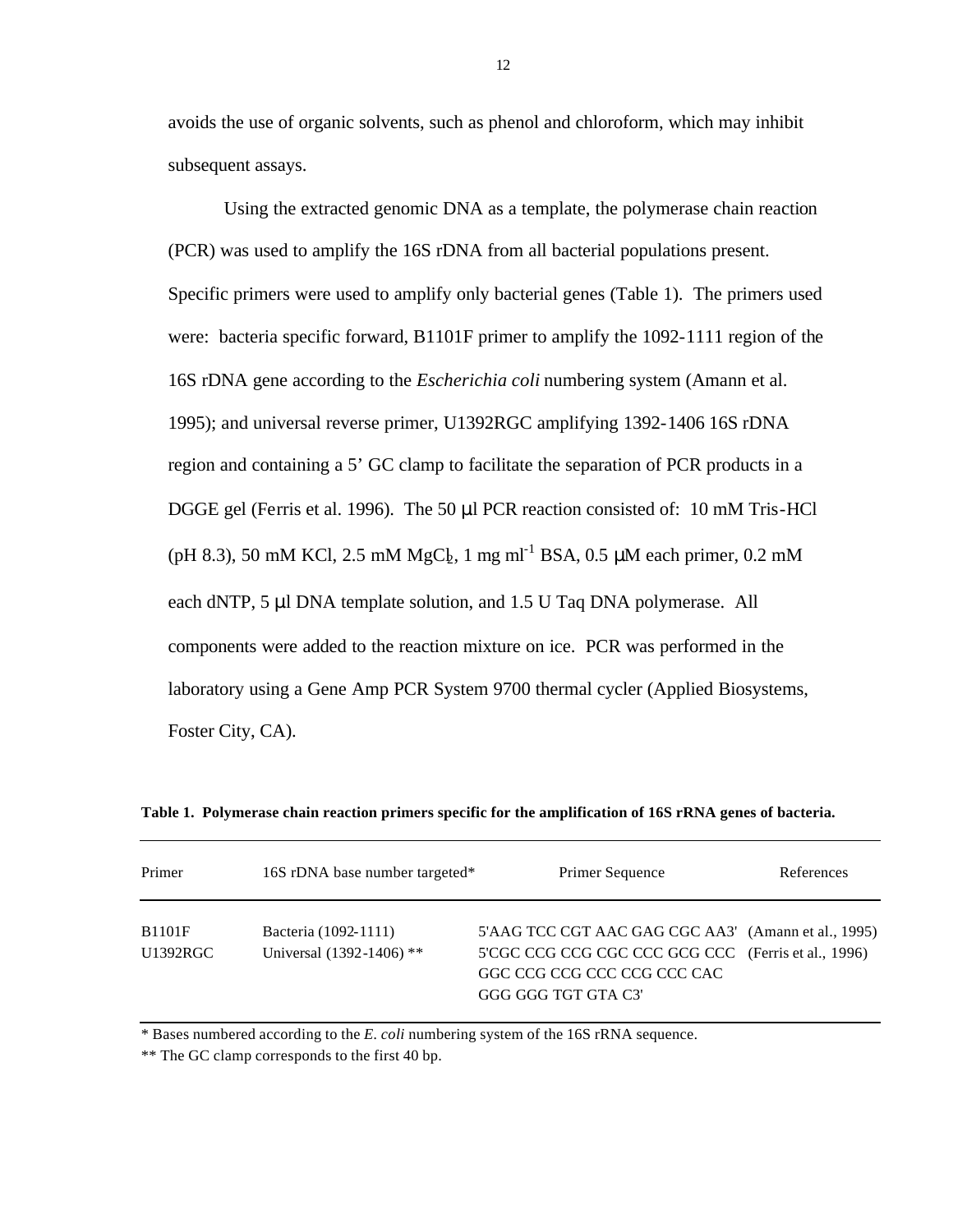avoids the use of organic solvents, such as phenol and chloroform, which may inhibit subsequent assays.

Using the extracted genomic DNA as a template, the polymerase chain reaction (PCR) was used to amplify the 16S rDNA from all bacterial populations present. Specific primers were used to amplify only bacterial genes (Table 1). The primers used were: bacteria specific forward, B1101F primer to amplify the 1092-1111 region of the 16S rDNA gene according to the *Escherichia coli* numbering system (Amann et al. 1995); and universal reverse primer, U1392RGC amplifying 1392-1406 16S rDNA region and containing a 5' GC clamp to facilitate the separation of PCR products in a DGGE gel (Ferris et al. 1996). The 50 µl PCR reaction consisted of: 10 mM Tris-HCl (pH 8.3), 50 mM KCl, 2.5 mM $MgCl_2$, 1 mg $ml^{-1}$ BSA, 0.5 µM each primer, 0.2 mM each dNTP, 5 µl DNA template solution, and 1.5 U Taq DNA polymerase. All components were added to the reaction mixture on ice. PCR was performed in the laboratory using a Gene Amp PCR System 9700 thermal cycler (Applied Biosystems, Foster City, CA).

**Table 1. Polymerase chain reaction primers specific for the amplification of 16S rRNA genes of bacteria.**

| Primer | 16S rDNA base number targeted* | Primer Sequence | References |
|---|---|---|---|
| B1101F | Bacteria (1092-1111) | 5'AAG TCC CGT AAC GAG CGC AA3' | (Amann et al., 1995) |
| U1392RGC | Universal (1392-1406) ** | 5'CGC CCG CCG CGC CCC GCG CCC GGC CCG CCG CCC CCG CCC CAC GGG GGG TGT GTA C3' | (Ferris et al., 1996) |

\* Bases numbered according to the *E. coli* numbering system of the 16S rRNA sequence.

\*\* The GC clamp corresponds to the first 40 bp.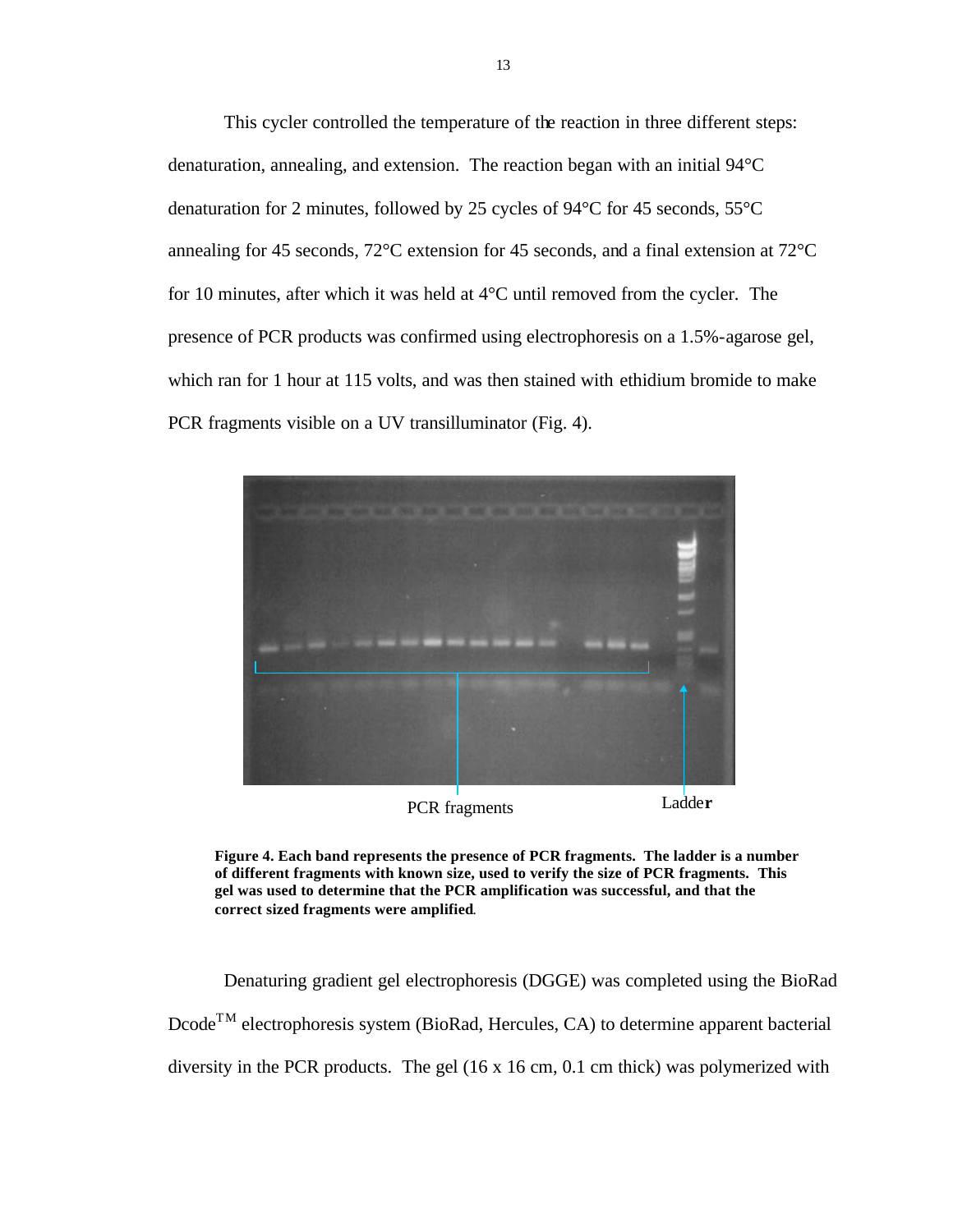This cycler controlled the temperature of the reaction in three different steps: denaturation, annealing, and extension. The reaction began with an initial 94°C denaturation for 2 minutes, followed by 25 cycles of 94°C for 45 seconds, 55°C annealing for 45 seconds, 72°C extension for 45 seconds, and a final extension at 72°C for 10 minutes, after which it was held at 4°C until removed from the cycler. The presence of PCR products was confirmed using electrophoresis on a 1.5%-agarose gel, which ran for 1 hour at 115 volts, and was then stained with ethidium bromide to make PCR fragments visible on a UV transilluminator (Fig. 4).

PCR fragments　　Ladder

**Figure 4. Each band represents the presence of PCR fragments. The ladder is a number of different fragments with known size, used to verify the size of PCR fragments. This gel was used to determine that the PCR amplification was successful, and that the correct sized fragments were amplified.**

Denaturing gradient gel electrophoresis (DGGE) was completed using the BioRad Dcode$^{TM}$ electrophoresis system (BioRad, Hercules, CA) to determine apparent bacterial diversity in the PCR products. The gel (16 x 16 cm, 0.1 cm thick) was polymerized with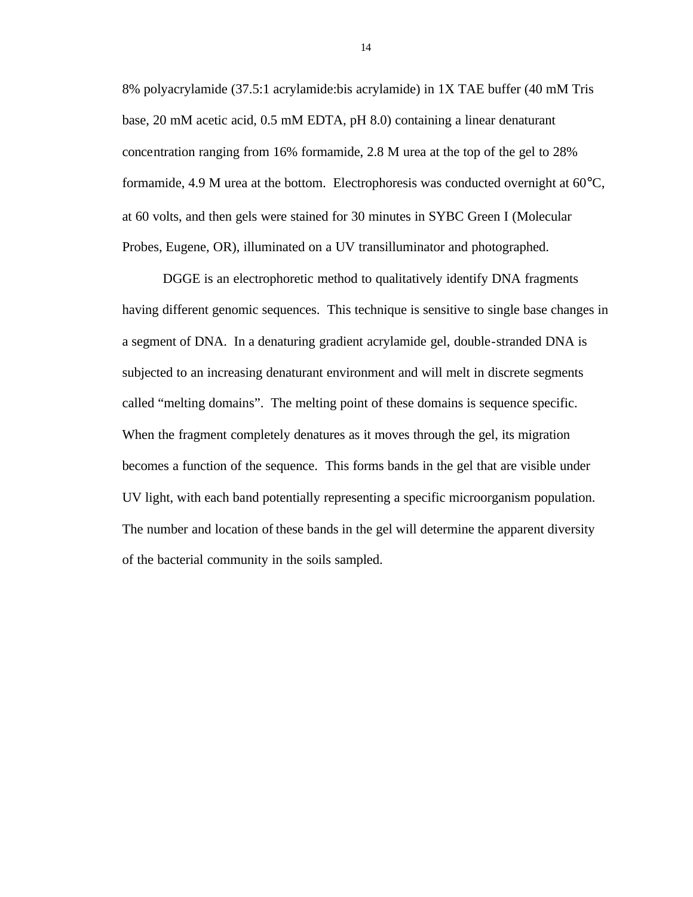8% polyacrylamide (37.5:1 acrylamide:bis acrylamide) in 1X TAE buffer (40 mM Tris base, 20 mM acetic acid, 0.5 mM EDTA, pH 8.0) containing a linear denaturant concentration ranging from 16% formamide, 2.8 M urea at the top of the gel to 28% formamide, 4.9 M urea at the bottom. Electrophoresis was conducted overnight at 60°C, at 60 volts, and then gels were stained for 30 minutes in SYBC Green I (Molecular Probes, Eugene, OR), illuminated on a UV transilluminator and photographed.

DGGE is an electrophoretic method to qualitatively identify DNA fragments having different genomic sequences. This technique is sensitive to single base changes in a segment of DNA. In a denaturing gradient acrylamide gel, double-stranded DNA is subjected to an increasing denaturant environment and will melt in discrete segments called "melting domains". The melting point of these domains is sequence specific. When the fragment completely denatures as it moves through the gel, its migration becomes a function of the sequence. This forms bands in the gel that are visible under UV light, with each band potentially representing a specific microorganism population. The number and location of these bands in the gel will determine the apparent diversity of the bacterial community in the soils sampled.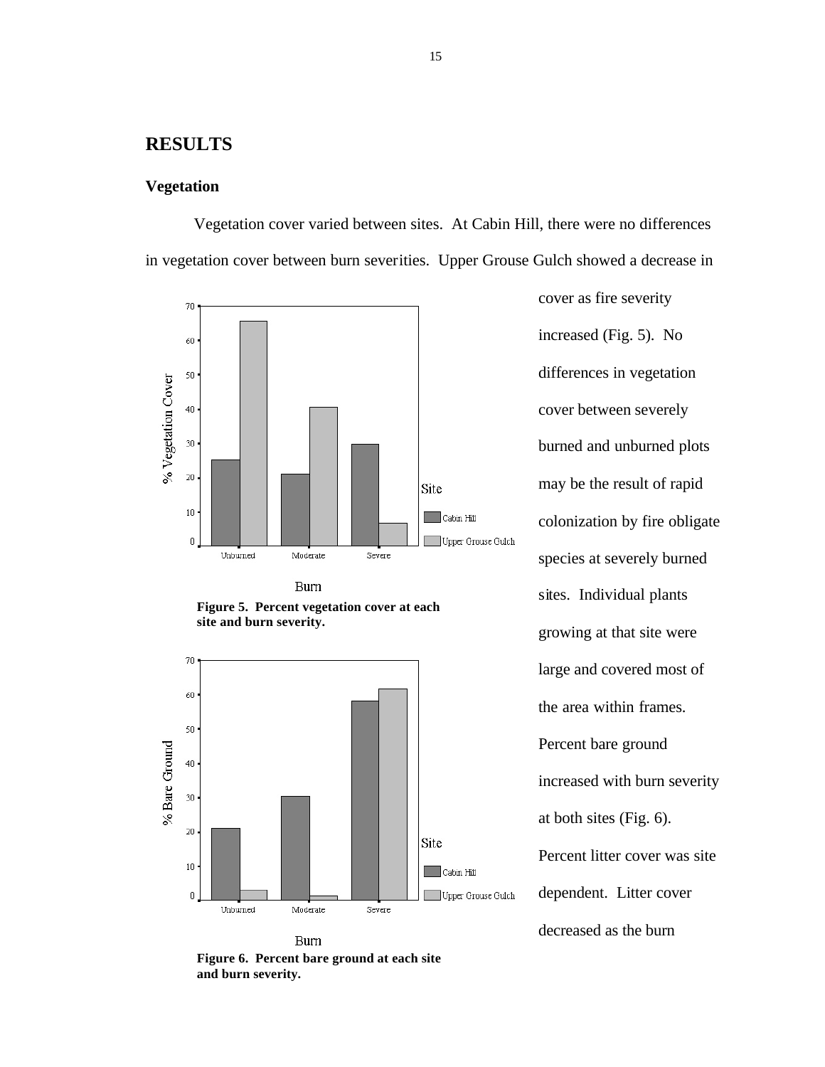# RESULTS

## Vegetation

Vegetation cover varied between sites. At Cabin Hill, there were no differences in vegetation cover between burn severities. Upper Grouse Gulch showed a decrease in cover as fire severity increased (Fig. 5). No differences in vegetation cover between severely burned and unburned plots may be the result of rapid colonization by fire obligate species at severely burned sites. Individual plants growing at that site were large and covered most of the area within frames. Percent bare ground increased with burn severity at both sites (Fig. 6). Percent litter cover was site dependent. Litter cover decreased as the burn

**Figure 5. Percent vegetation cover at each site and burn severity.**

**Figure 6. Percent bare ground at each site and burn severity.**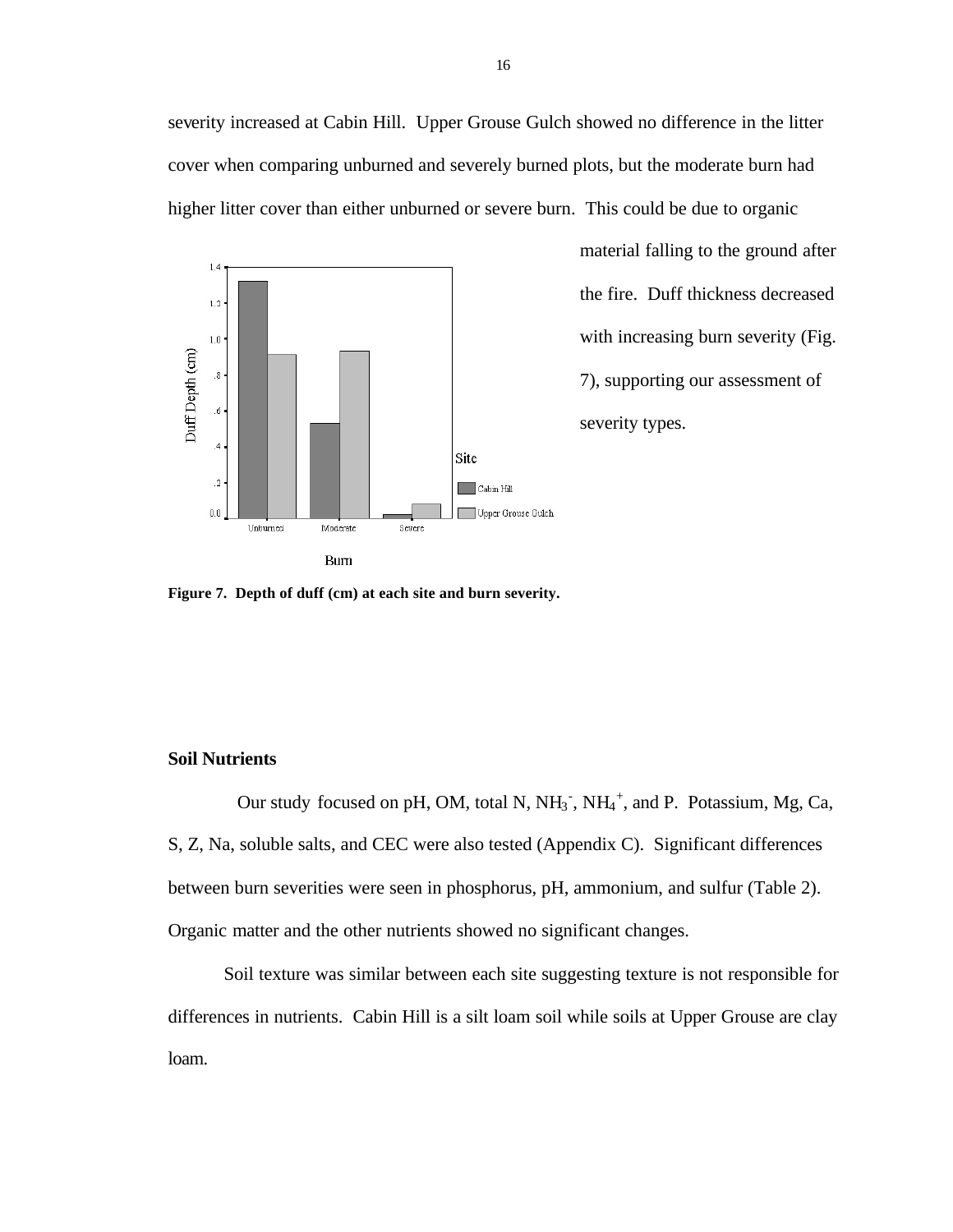severity increased at Cabin Hill. Upper Grouse Gulch showed no difference in the litter cover when comparing unburned and severely burned plots, but the moderate burn had higher litter cover than either unburned or severe burn. This could be due to organic material falling to the ground after the fire. Duff thickness decreased with increasing burn severity (Fig. 7), supporting our assessment of severity types.

**Figure 7. Depth of duff (cm) at each site and burn severity.**

## Soil Nutrients

Our study focused on pH, OM, total N, $NH_3^-$, $NH_4^+$, and P. Potassium, Mg, Ca, S, Z, Na, soluble salts, and CEC were also tested (Appendix C). Significant differences between burn severities were seen in phosphorus, pH, ammonium, and sulfur (Table 2). Organic matter and the other nutrients showed no significant changes.

Soil texture was similar between each site suggesting texture is not responsible for differences in nutrients. Cabin Hill is a silt loam soil while soils at Upper Grouse are clay loam.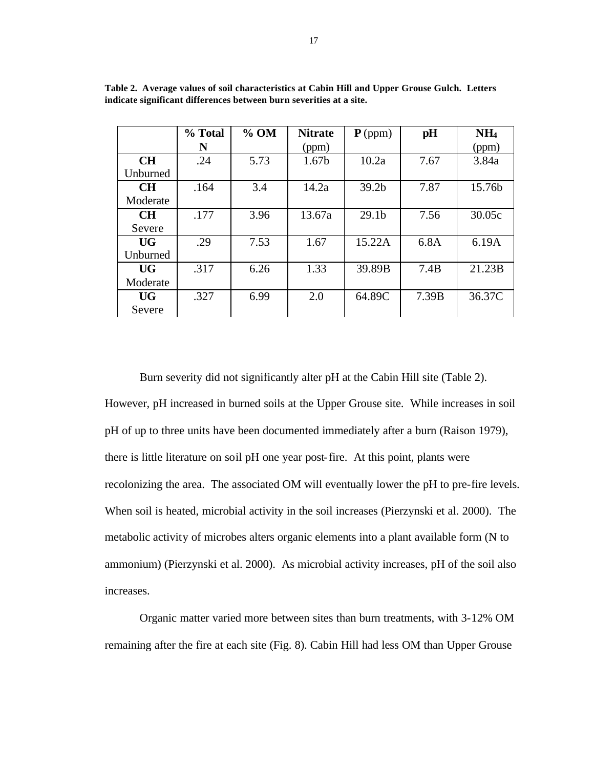**Table 2. Average values of soil characteristics at Cabin Hill and Upper Grouse Gulch. Letters indicate significant differences between burn severities at a site.**

| | % Total N | % OM | Nitrate (ppm) | **P** (ppm) | pH | $NH_4$ (ppm) |
|---|---|---|---|---|---|---|
| **CH** Unburned | .24 | 5.73 | 1.67b | 10.2a | 7.67 | 3.84a |
| **CH** Moderate | .164 | 3.4 | 14.2a | 39.2b | 7.87 | 15.76b |
| **CH** Severe | .177 | 3.96 | 13.67a | 29.1b | 7.56 | 30.05c |
| **UG** Unburned | .29 | 7.53 | 1.67 | 15.22A | 6.8A | 6.19A |
| **UG** Moderate | .317 | 6.26 | 1.33 | 39.89B | 7.4B | 21.23B |
| **UG** Severe | .327 | 6.99 | 2.0 | 64.89C | 7.39B | 36.37C |

Burn severity did not significantly alter pH at the Cabin Hill site (Table 2). However, pH increased in burned soils at the Upper Grouse site. While increases in soil pH of up to three units have been documented immediately after a burn (Raison 1979), there is little literature on soil pH one year post-fire. At this point, plants were recolonizing the area. The associated OM will eventually lower the pH to pre-fire levels. When soil is heated, microbial activity in the soil increases (Pierzynski et al. 2000). The metabolic activity of microbes alters organic elements into a plant available form (N to ammonium) (Pierzynski et al. 2000). As microbial activity increases, pH of the soil also increases.

Organic matter varied more between sites than burn treatments, with 3-12% OM remaining after the fire at each site (Fig. 8). Cabin Hill had less OM than Upper Grouse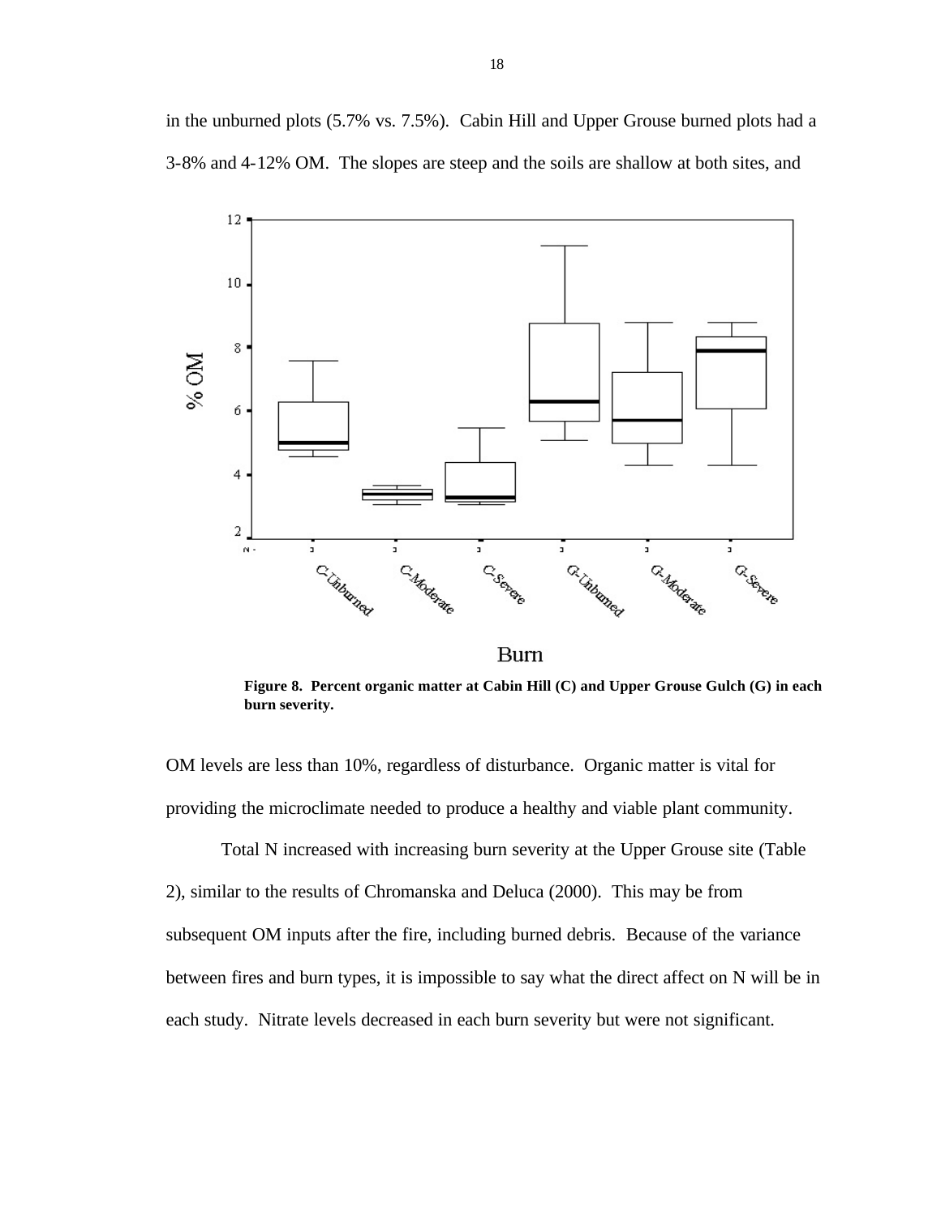in the unburned plots (5.7% vs. 7.5%). Cabin Hill and Upper Grouse burned plots had a 3-8% and 4-12% OM. The slopes are steep and the soils are shallow at both sites, and

**Figure 8. Percent organic matter at Cabin Hill (C) and Upper Grouse Gulch (G) in each burn severity.**

OM levels are less than 10%, regardless of disturbance. Organic matter is vital for providing the microclimate needed to produce a healthy and viable plant community.

Total N increased with increasing burn severity at the Upper Grouse site (Table 2), similar to the results of Chromanska and Deluca (2000). This may be from subsequent OM inputs after the fire, including burned debris. Because of the variance between fires and burn types, it is impossible to say what the direct affect on N will be in each study. Nitrate levels decreased in each burn severity but were not significant.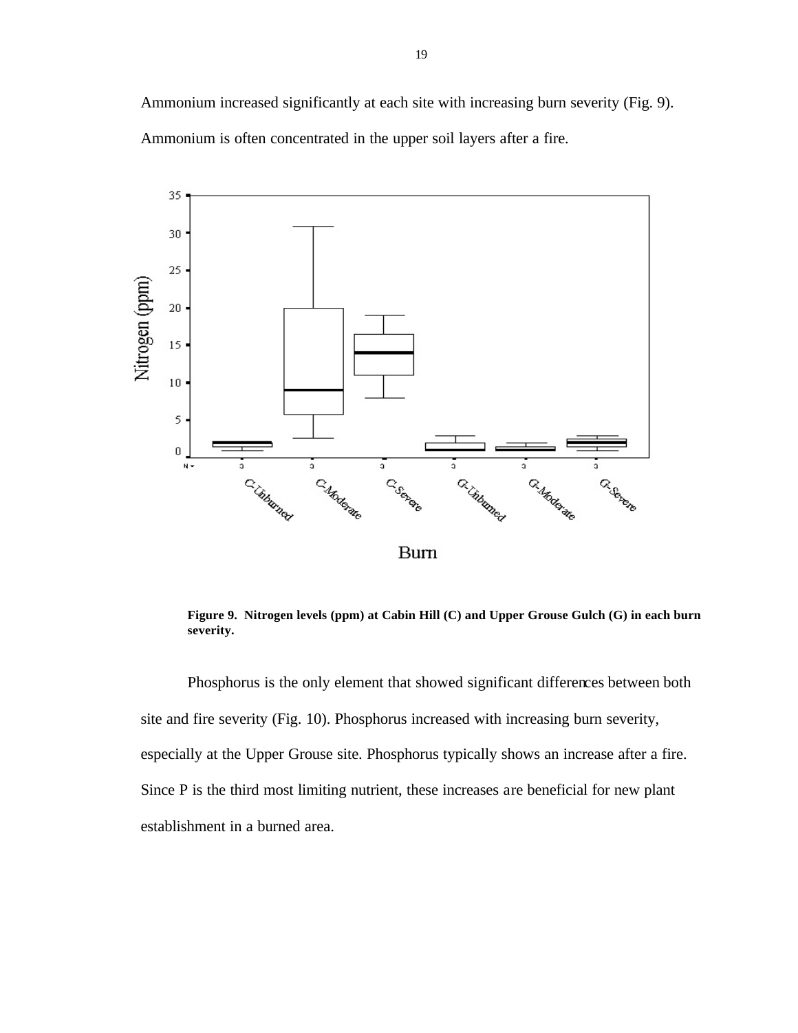Ammonium increased significantly at each site with increasing burn severity (Fig. 9). Ammonium is often concentrated in the upper soil layers after a fire.

**Figure 9. Nitrogen levels (ppm) at Cabin Hill (C) and Upper Grouse Gulch (G) in each burn severity.**

Phosphorus is the only element that showed significant differences between both site and fire severity (Fig. 10). Phosphorus increased with increasing burn severity, especially at the Upper Grouse site. Phosphorus typically shows an increase after a fire. Since P is the third most limiting nutrient, these increases are beneficial for new plant establishment in a burned area.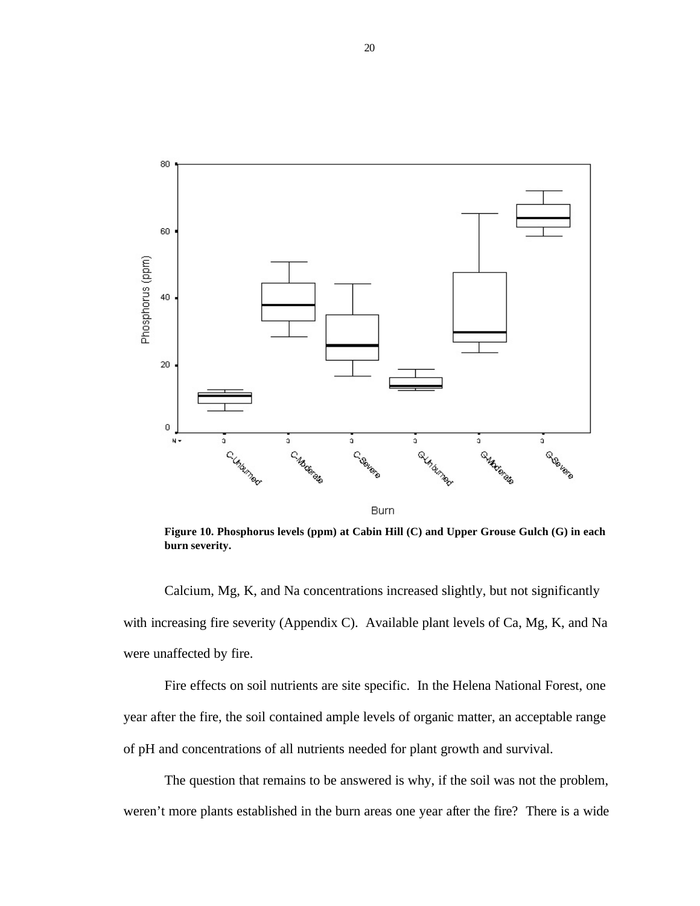**Figure 10. Phosphorus levels (ppm) at Cabin Hill (C) and Upper Grouse Gulch (G) in each burn severity.**

Calcium, Mg, K, and Na concentrations increased slightly, but not significantly with increasing fire severity (Appendix C). Available plant levels of Ca, Mg, K, and Na were unaffected by fire.

Fire effects on soil nutrients are site specific. In the Helena National Forest, one year after the fire, the soil contained ample levels of organic matter, an acceptable range of pH and concentrations of all nutrients needed for plant growth and survival.

The question that remains to be answered is why, if the soil was not the problem, weren't more plants established in the burn areas one year after the fire? There is a wide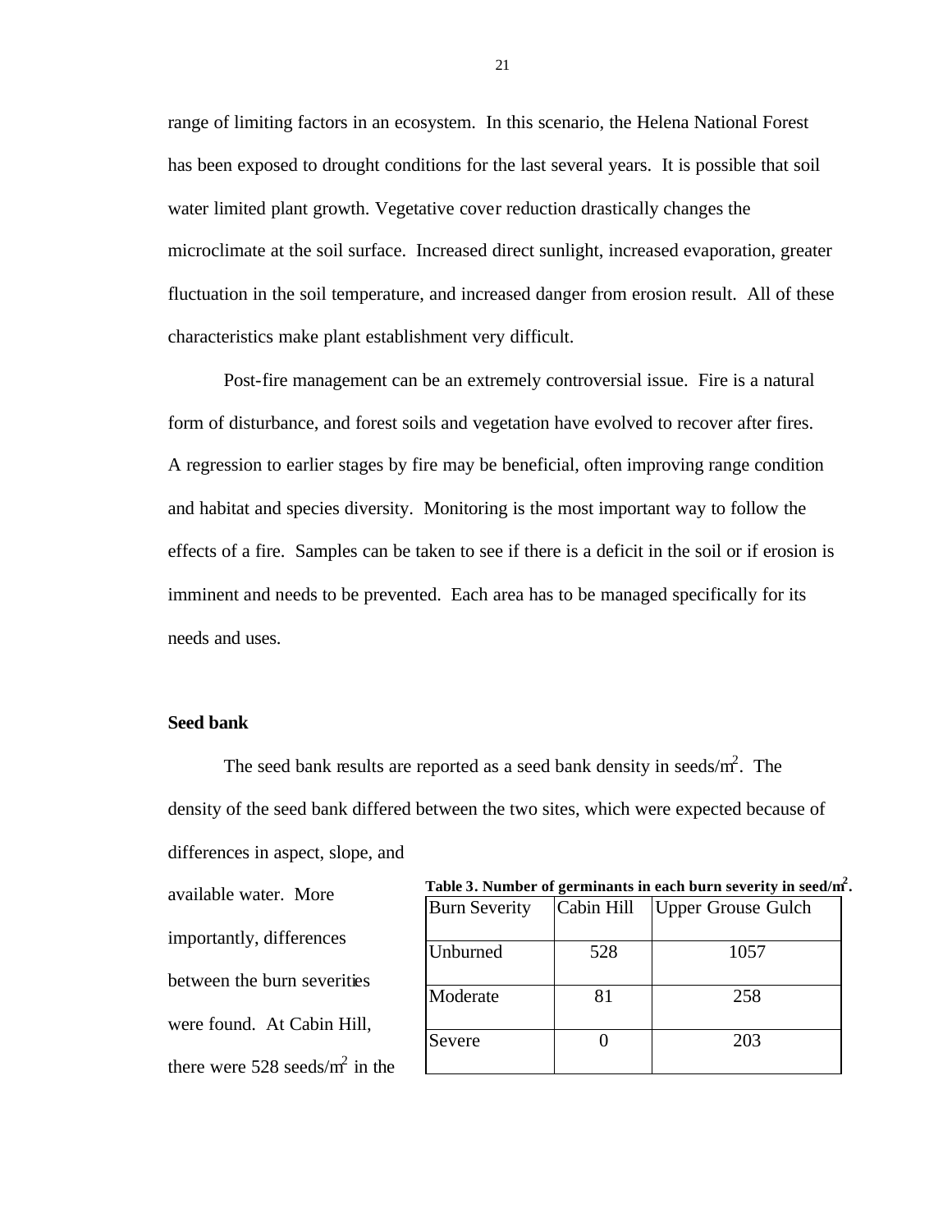range of limiting factors in an ecosystem. In this scenario, the Helena National Forest has been exposed to drought conditions for the last several years. It is possible that soil water limited plant growth. Vegetative cover reduction drastically changes the microclimate at the soil surface. Increased direct sunlight, increased evaporation, greater fluctuation in the soil temperature, and increased danger from erosion result. All of these characteristics make plant establishment very difficult.

Post-fire management can be an extremely controversial issue. Fire is a natural form of disturbance, and forest soils and vegetation have evolved to recover after fires. A regression to earlier stages by fire may be beneficial, often improving range condition and habitat and species diversity. Monitoring is the most important way to follow the effects of a fire. Samples can be taken to see if there is a deficit in the soil or if erosion is imminent and needs to be prevented. Each area has to be managed specifically for its needs and uses.

**Seed bank**

The seed bank results are reported as a seed bank density in seeds/m$^2$. The density of the seed bank differed between the two sites, which were expected because of differences in aspect, slope, and available water. More importantly, differences between the burn severities were found. At Cabin Hill, there were 528 seeds/m$^2$ in the

**Table 3. Number of germinants in each burn severity in seed/m$^2$.**

| Burn Severity | Cabin Hill | Upper Grouse Gulch |
|---|---|---|
| Unburned | 528 | 1057 |
| Moderate | 81 | 258 |
| Severe | 0 | 203 |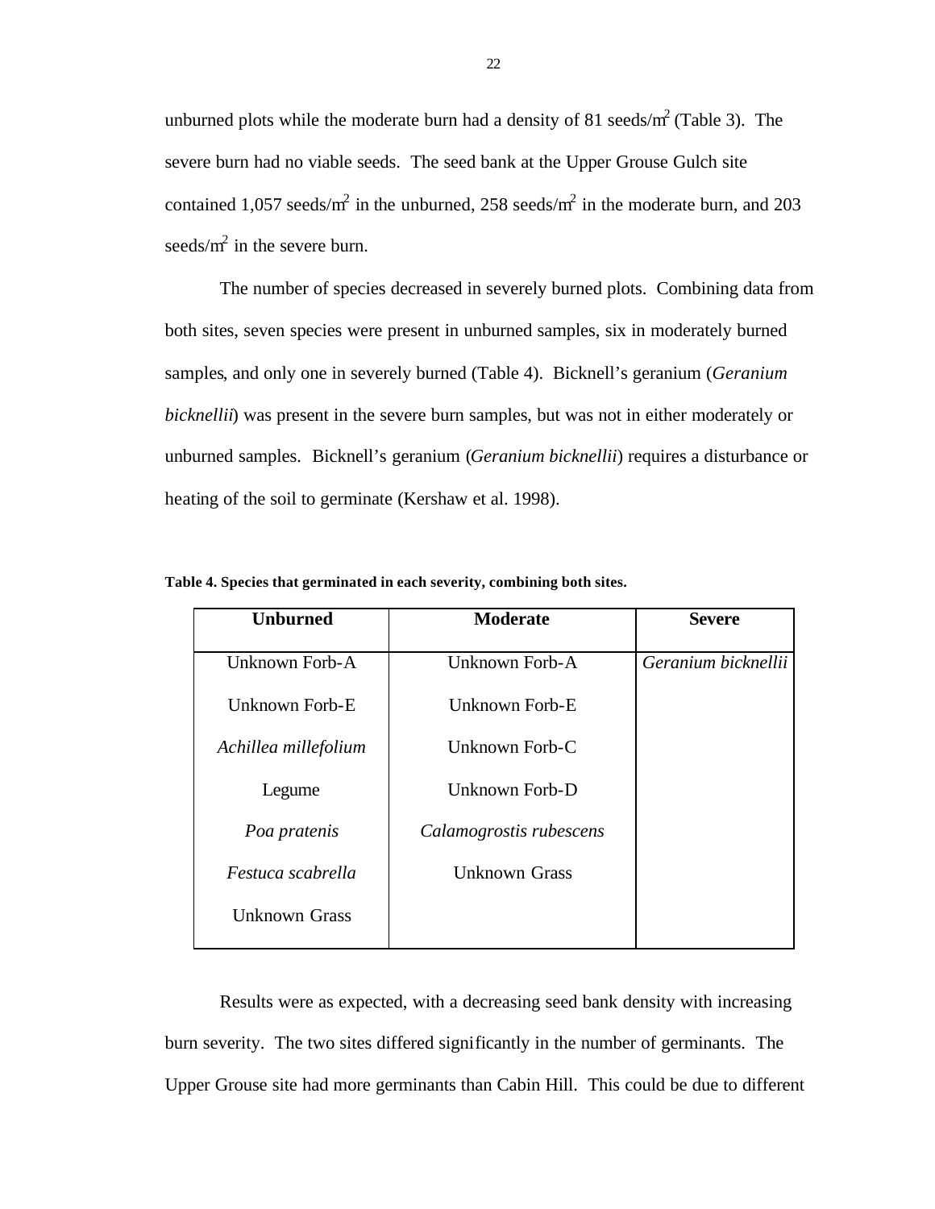unburned plots while the moderate burn had a density of 81 seeds/m$^2$ (Table 3). The severe burn had no viable seeds. The seed bank at the Upper Grouse Gulch site contained 1,057 seeds/m$^2$ in the unburned, 258 seeds/m$^2$ in the moderate burn, and 203 seeds/m$^2$ in the severe burn.

The number of species decreased in severely burned plots. Combining data from both sites, seven species were present in unburned samples, six in moderately burned samples, and only one in severely burned (Table 4). Bicknell's geranium (*Geranium bicknellii*) was present in the severe burn samples, but was not in either moderately or unburned samples. Bicknell's geranium (*Geranium bicknellii*) requires a disturbance or heating of the soil to germinate (Kershaw et al. 1998).

**Table 4. Species that germinated in each severity, combining both sites.**

| Unburned | Moderate | Severe |
|---|---|---|
| Unknown Forb-A | Unknown Forb-A | *Geranium bicknellii* |
| Unknown Forb-E | Unknown Forb-E | |
| *Achillea millefolium* | Unknown Forb-C | |
| Legume | Unknown Forb-D | |
| *Poa pratenis* | *Calamogrostis rubescens* | |
| *Festuca scabrella* | Unknown Grass | |
| Unknown Grass | | |

Results were as expected, with a decreasing seed bank density with increasing burn severity. The two sites differed significantly in the number of germinants. The Upper Grouse site had more germinants than Cabin Hill. This could be due to different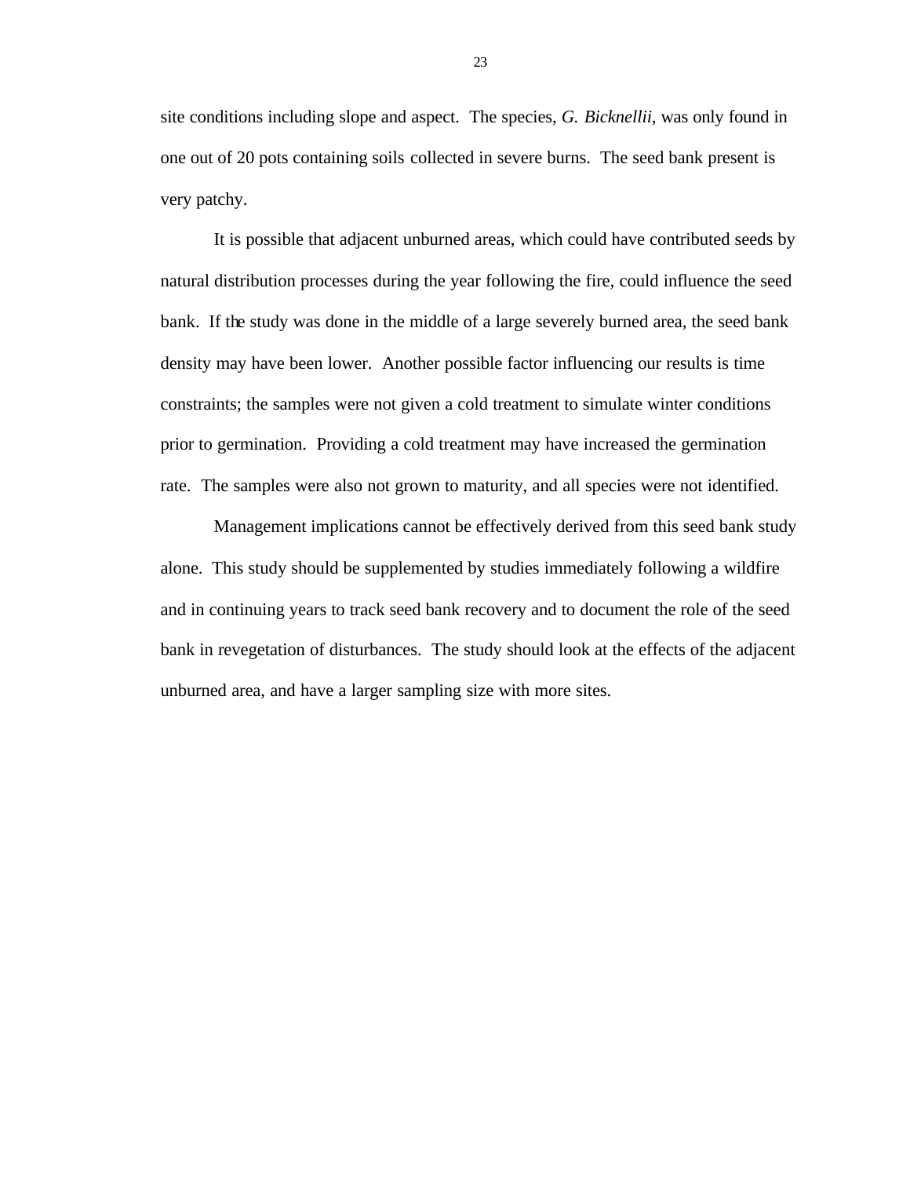site conditions including slope and aspect. The species, *G. Bicknellii*, was only found in one out of 20 pots containing soils collected in severe burns. The seed bank present is very patchy.

It is possible that adjacent unburned areas, which could have contributed seeds by natural distribution processes during the year following the fire, could influence the seed bank. If the study was done in the middle of a large severely burned area, the seed bank density may have been lower. Another possible factor influencing our results is time constraints; the samples were not given a cold treatment to simulate winter conditions prior to germination. Providing a cold treatment may have increased the germination rate. The samples were also not grown to maturity, and all species were not identified.

Management implications cannot be effectively derived from this seed bank study alone. This study should be supplemented by studies immediately following a wildfire and in continuing years to track seed bank recovery and to document the role of the seed bank in revegetation of disturbances. The study should look at the effects of the adjacent unburned area, and have a larger sampling size with more sites.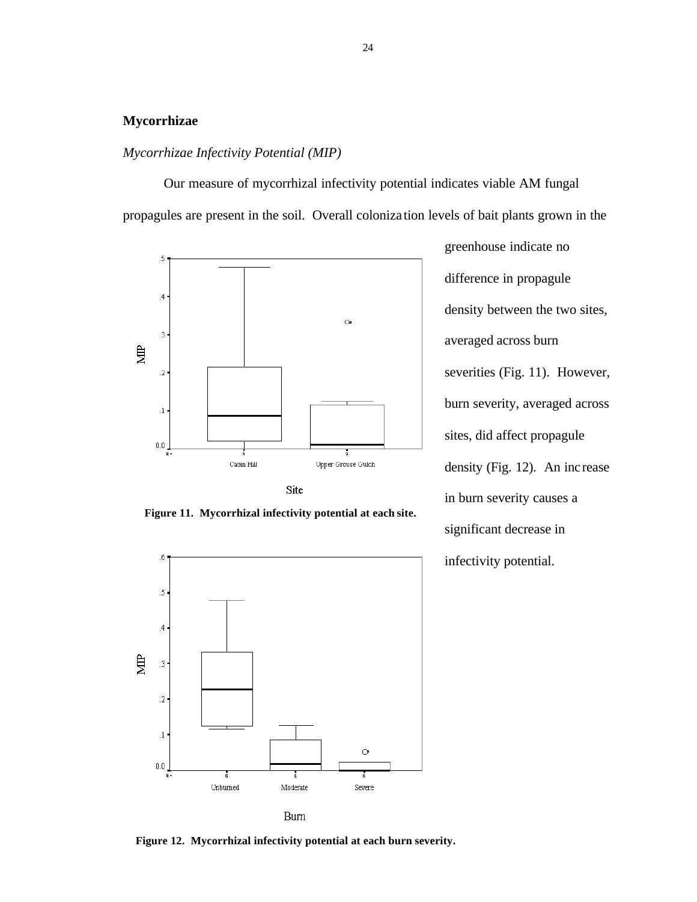## Mycorrhizae

### *Mycorrhizae Infectivity Potential (MIP)*

Our measure of mycorrhizal infectivity potential indicates viable AM fungal propagules are present in the soil. Overall colonization levels of bait plants grown in the greenhouse indicate no difference in propagule density between the two sites, averaged across burn severities (Fig. 11). However, burn severity, averaged across sites, did affect propagule density (Fig. 12). An increase in burn severity causes a significant decrease in infectivity potential.

**Figure 11. Mycorrhizal infectivity potential at each site.**

**Figure 12. Mycorrhizal infectivity potential at each burn severity.**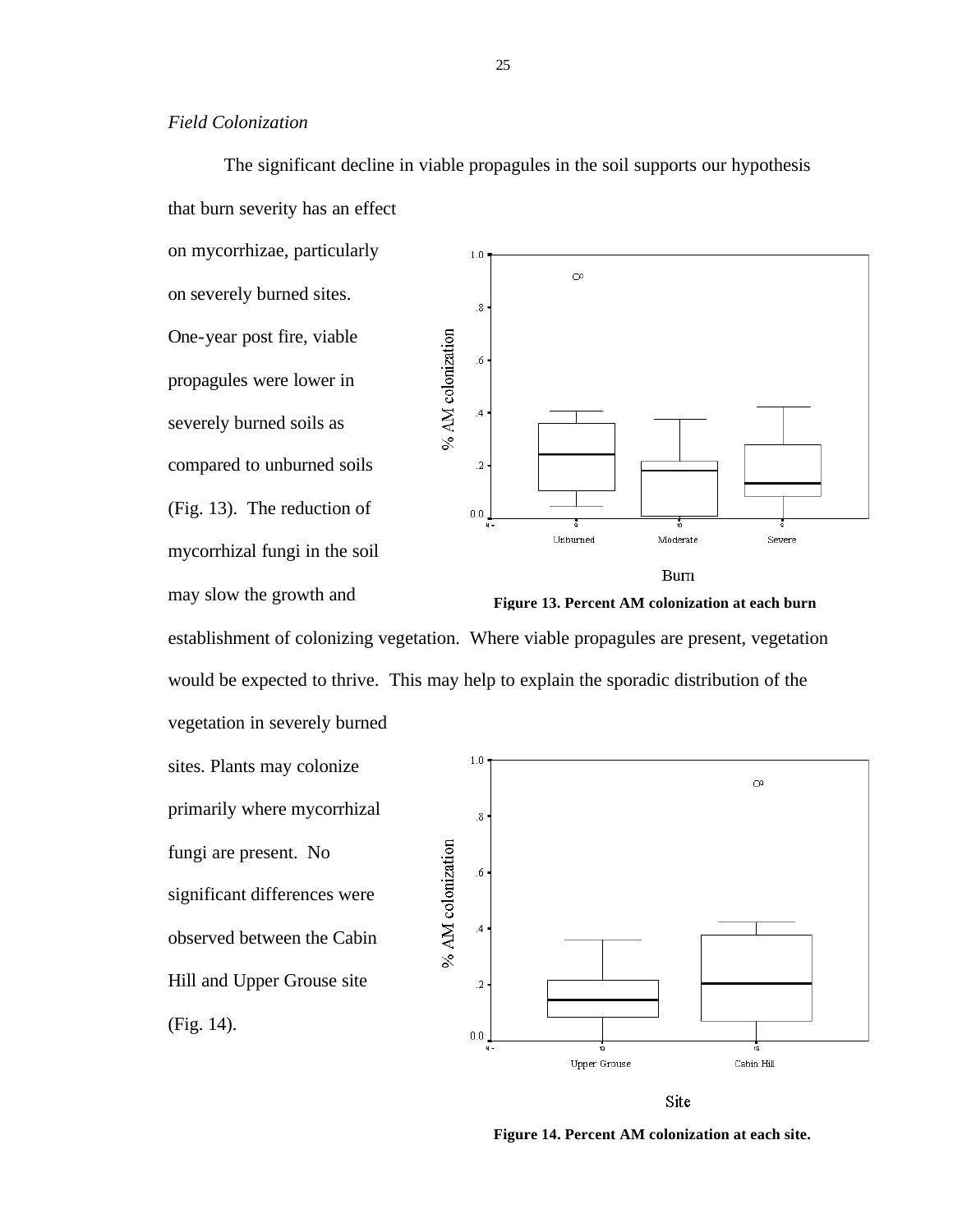*Field Colonization*

The significant decline in viable propagules in the soil supports our hypothesis that burn severity has an effect on mycorrhizae, particularly on severely burned sites. One-year post fire, viable propagules were lower in severely burned soils as compared to unburned soils (Fig. 13). The reduction of mycorrhizal fungi in the soil may slow the growth and establishment of colonizing vegetation. Where viable propagules are present, vegetation would be expected to thrive. This may help to explain the sporadic distribution of the vegetation in severely burned sites. Plants may colonize primarily where mycorrhizal fungi are present. No significant differences were observed between the Cabin Hill and Upper Grouse site (Fig. 14).

**Figure 13. Percent AM colonization at each burn**

**Figure 14. Percent AM colonization at each site.**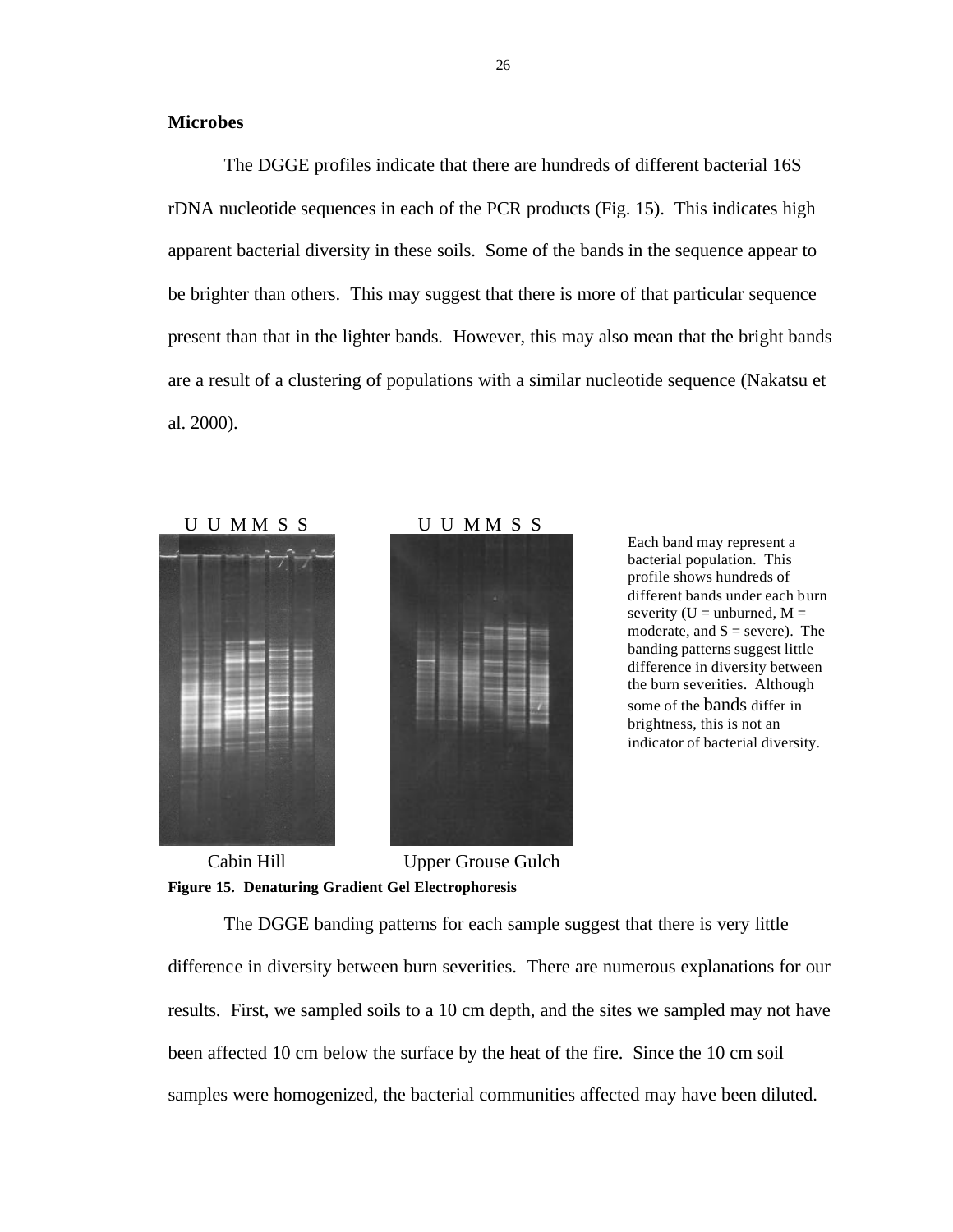**Microbes**

The DGGE profiles indicate that there are hundreds of different bacterial 16S rDNA nucleotide sequences in each of the PCR products (Fig. 15). This indicates high apparent bacterial diversity in these soils. Some of the bands in the sequence appear to be brighter than others. This may suggest that there is more of that particular sequence present than that in the lighter bands. However, this may also mean that the bright bands are a result of a clustering of populations with a similar nucleotide sequence (Nakatsu et al. 2000).

U U M M S S　　　U U M M S S

Cabin Hill　　　Upper Grouse Gulch

Each band may represent a bacterial population. This profile shows hundreds of different bands under each burn severity (U = unburned, M = moderate, and S = severe). The banding patterns suggest little difference in diversity between the burn severities. Although some of the bands differ in brightness, this is not an indicator of bacterial diversity.

**Figure 15. Denaturing Gradient Gel Electrophoresis**

The DGGE banding patterns for each sample suggest that there is very little difference in diversity between burn severities. There are numerous explanations for our results. First, we sampled soils to a 10 cm depth, and the sites we sampled may not have been affected 10 cm below the surface by the heat of the fire. Since the 10 cm soil samples were homogenized, the bacterial communities affected may have been diluted.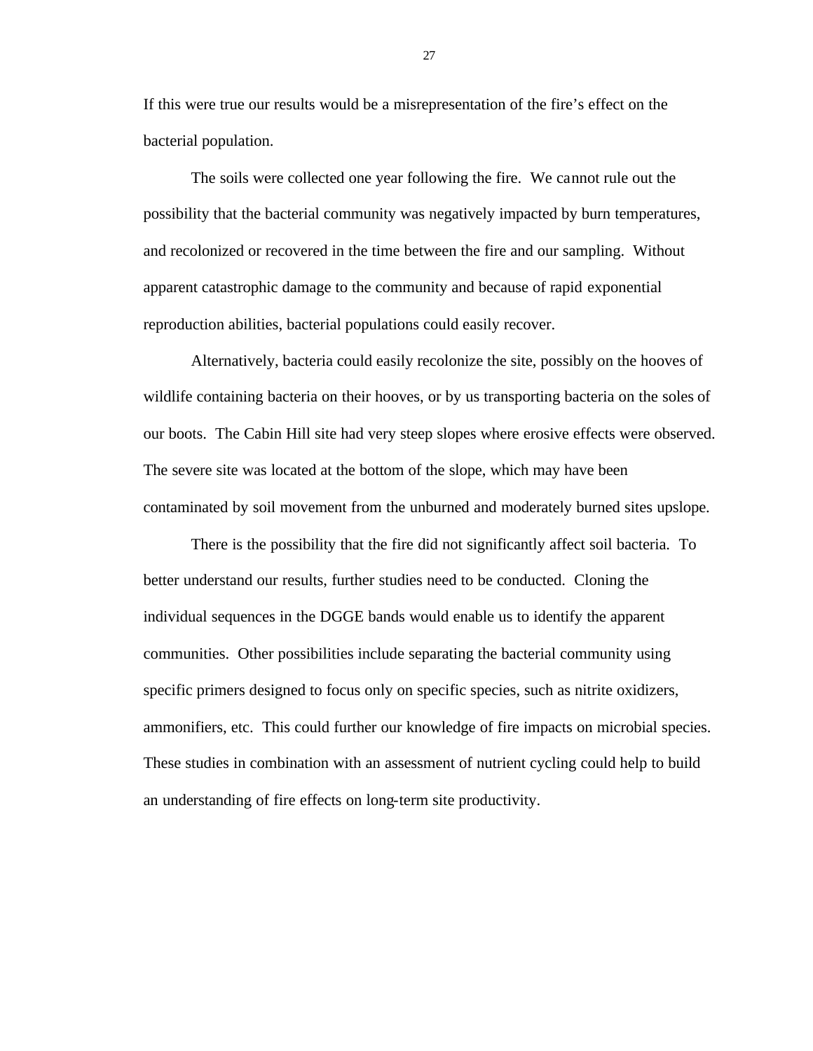If this were true our results would be a misrepresentation of the fire's effect on the bacterial population.

The soils were collected one year following the fire. We cannot rule out the possibility that the bacterial community was negatively impacted by burn temperatures, and recolonized or recovered in the time between the fire and our sampling. Without apparent catastrophic damage to the community and because of rapid exponential reproduction abilities, bacterial populations could easily recover.

Alternatively, bacteria could easily recolonize the site, possibly on the hooves of wildlife containing bacteria on their hooves, or by us transporting bacteria on the soles of our boots. The Cabin Hill site had very steep slopes where erosive effects were observed. The severe site was located at the bottom of the slope, which may have been contaminated by soil movement from the unburned and moderately burned sites upslope.

There is the possibility that the fire did not significantly affect soil bacteria. To better understand our results, further studies need to be conducted. Cloning the individual sequences in the DGGE bands would enable us to identify the apparent communities. Other possibilities include separating the bacterial community using specific primers designed to focus only on specific species, such as nitrite oxidizers, ammonifiers, etc. This could further our knowledge of fire impacts on microbial species. These studies in combination with an assessment of nutrient cycling could help to build an understanding of fire effects on long-term site productivity.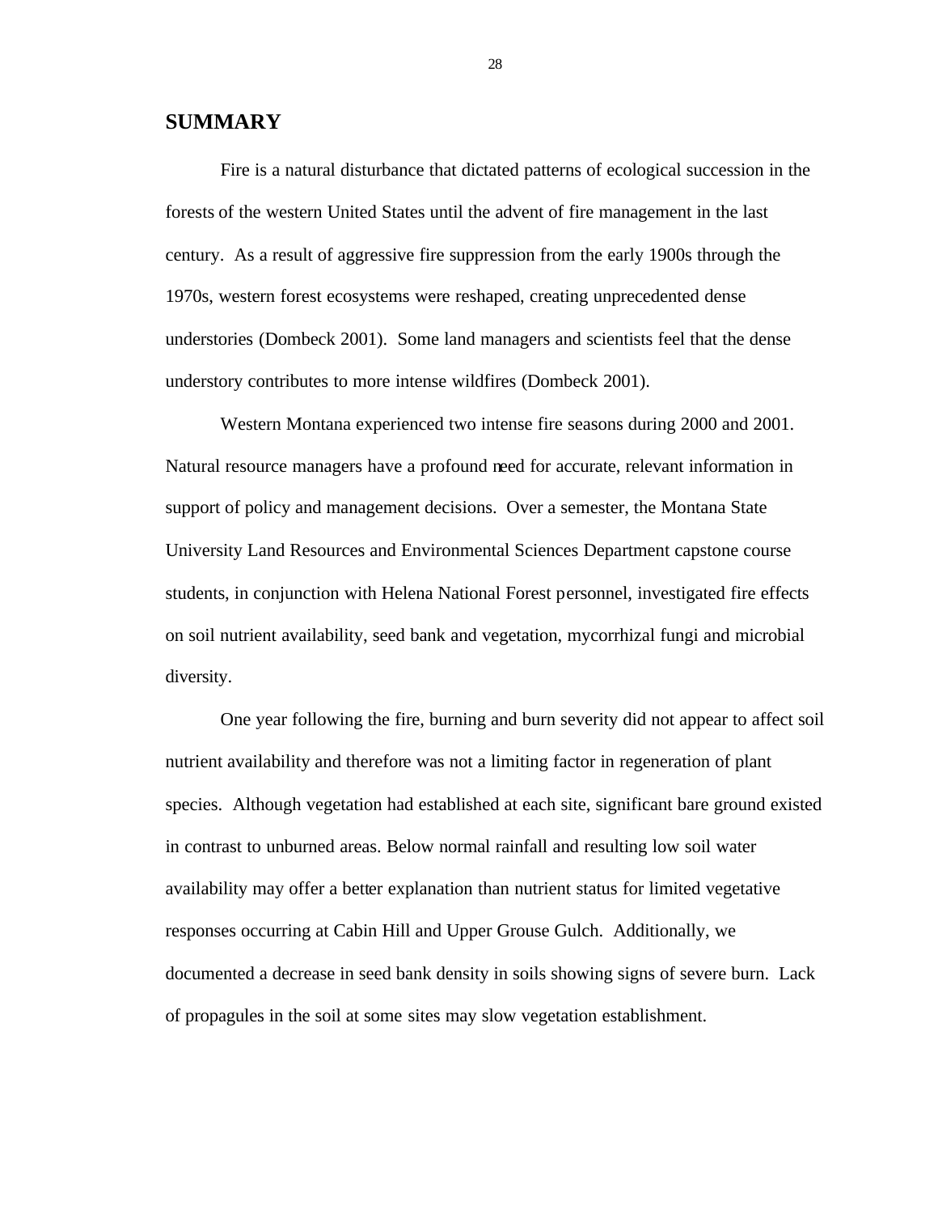## SUMMARY

Fire is a natural disturbance that dictated patterns of ecological succession in the forests of the western United States until the advent of fire management in the last century. As a result of aggressive fire suppression from the early 1900s through the 1970s, western forest ecosystems were reshaped, creating unprecedented dense understories (Dombeck 2001). Some land managers and scientists feel that the dense understory contributes to more intense wildfires (Dombeck 2001).

Western Montana experienced two intense fire seasons during 2000 and 2001. Natural resource managers have a profound need for accurate, relevant information in support of policy and management decisions. Over a semester, the Montana State University Land Resources and Environmental Sciences Department capstone course students, in conjunction with Helena National Forest personnel, investigated fire effects on soil nutrient availability, seed bank and vegetation, mycorrhizal fungi and microbial diversity.

One year following the fire, burning and burn severity did not appear to affect soil nutrient availability and therefore was not a limiting factor in regeneration of plant species. Although vegetation had established at each site, significant bare ground existed in contrast to unburned areas. Below normal rainfall and resulting low soil water availability may offer a better explanation than nutrient status for limited vegetative responses occurring at Cabin Hill and Upper Grouse Gulch. Additionally, we documented a decrease in seed bank density in soils showing signs of severe burn. Lack of propagules in the soil at some sites may slow vegetation establishment.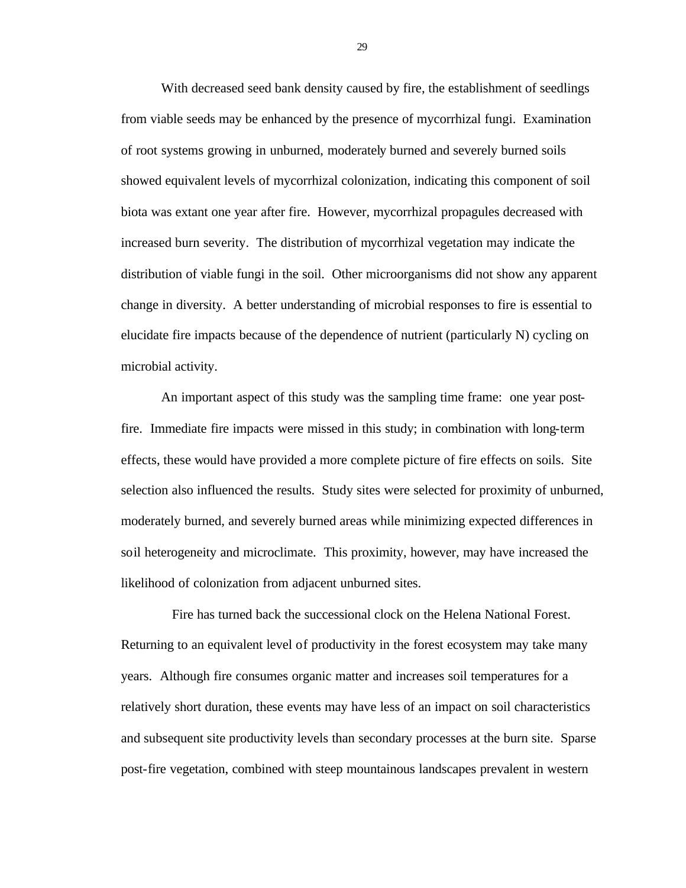With decreased seed bank density caused by fire, the establishment of seedlings from viable seeds may be enhanced by the presence of mycorrhizal fungi. Examination of root systems growing in unburned, moderately burned and severely burned soils showed equivalent levels of mycorrhizal colonization, indicating this component of soil biota was extant one year after fire. However, mycorrhizal propagules decreased with increased burn severity. The distribution of mycorrhizal vegetation may indicate the distribution of viable fungi in the soil. Other microorganisms did not show any apparent change in diversity. A better understanding of microbial responses to fire is essential to elucidate fire impacts because of the dependence of nutrient (particularly N) cycling on microbial activity.

An important aspect of this study was the sampling time frame: one year post-fire. Immediate fire impacts were missed in this study; in combination with long-term effects, these would have provided a more complete picture of fire effects on soils. Site selection also influenced the results. Study sites were selected for proximity of unburned, moderately burned, and severely burned areas while minimizing expected differences in soil heterogeneity and microclimate. This proximity, however, may have increased the likelihood of colonization from adjacent unburned sites.

Fire has turned back the successional clock on the Helena National Forest. Returning to an equivalent level of productivity in the forest ecosystem may take many years. Although fire consumes organic matter and increases soil temperatures for a relatively short duration, these events may have less of an impact on soil characteristics and subsequent site productivity levels than secondary processes at the burn site. Sparse post-fire vegetation, combined with steep mountainous landscapes prevalent in western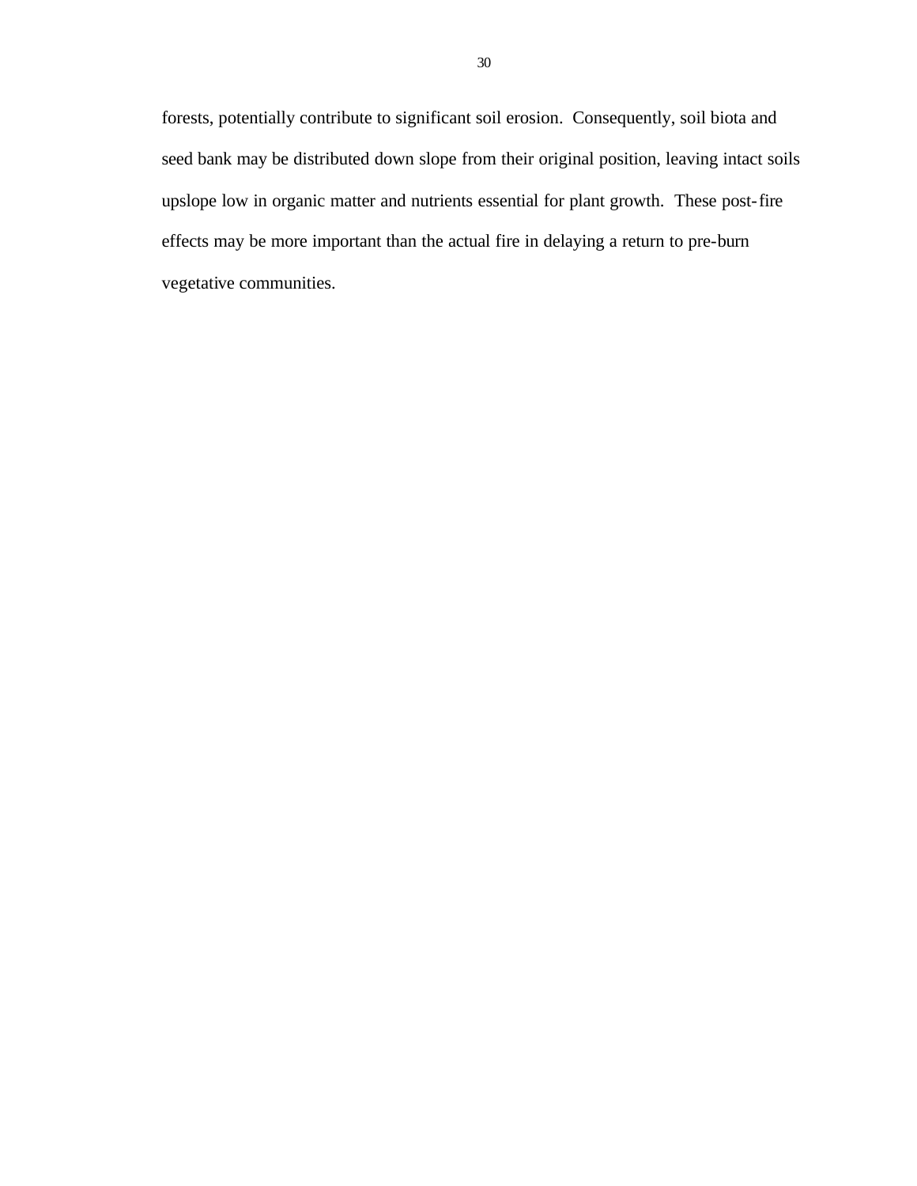forests, potentially contribute to significant soil erosion. Consequently, soil biota and seed bank may be distributed down slope from their original position, leaving intact soils upslope low in organic matter and nutrients essential for plant growth. These post-fire effects may be more important than the actual fire in delaying a return to pre-burn vegetative communities.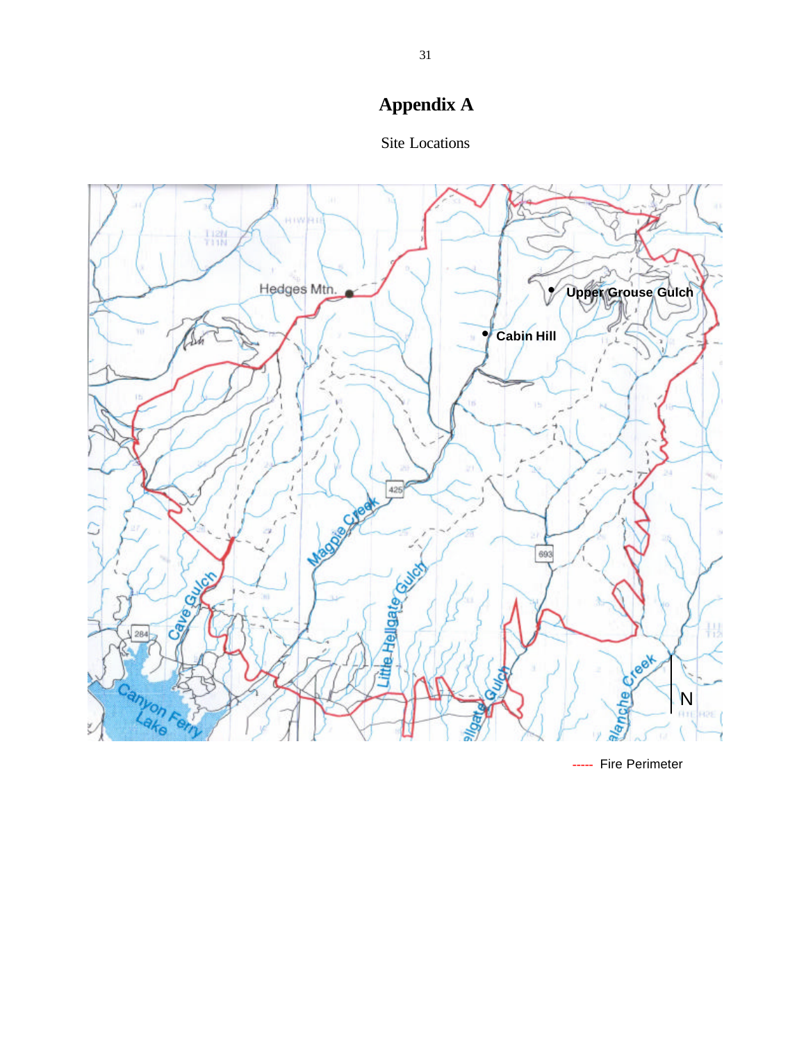# Appendix A

Site Locations

----- Fire Perimeter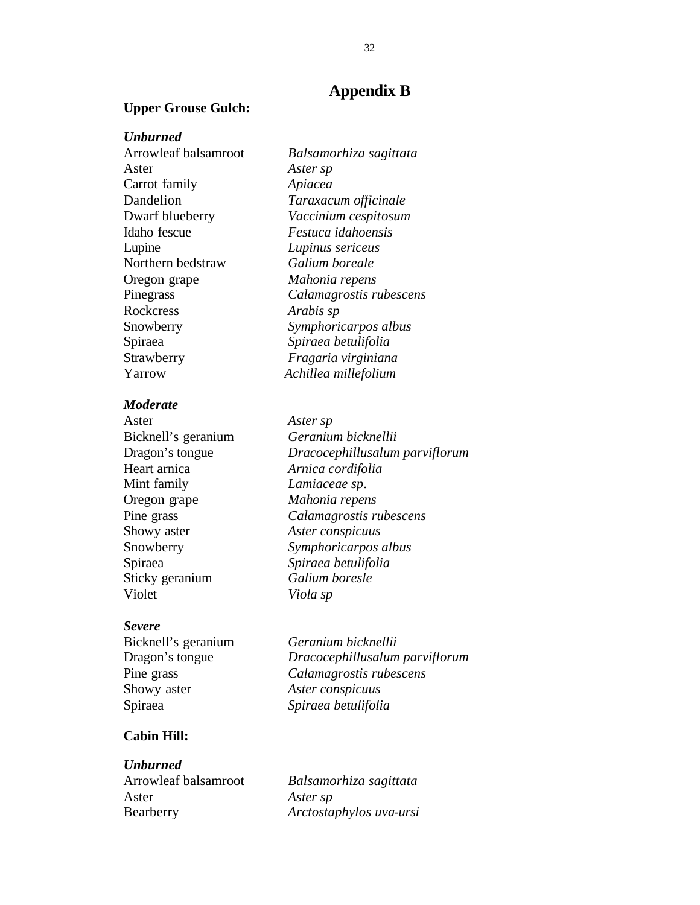# Appendix B

**Upper Grouse Gulch:**

***Unburned***

| | |
|---|---|
| Arrowleaf balsamroot | *Balsamorhiza sagittata* |
| Aster | *Aster sp* |
| Carrot family | *Apiacea* |
| Dandelion | *Taraxacum officinale* |
| Dwarf blueberry | *Vaccinium cespitosum* |
| Idaho fescue | *Festuca idahoensis* |
| Lupine | *Lupinus sericeus* |
| Northern bedstraw | *Galium boreale* |
| Oregon grape | *Mahonia repens* |
| Pinegrass | *Calamagrostis rubescens* |
| Rockcress | *Arabis sp* |
| Snowberry | *Symphoricarpos albus* |
| Spiraea | *Spiraea betulifolia* |
| Strawberry | *Fragaria virginiana* |
| Yarrow | *Achillea millefolium* |

***Moderate***

| | |
|---|---|
| Aster | *Aster sp* |
| Bicknell's geranium | *Geranium bicknellii* |
| Dragon's tongue | *Dracocephillusalum parviflorum* |
| Heart arnica | *Arnica cordifolia* |
| Mint family | *Lamiaceae sp.* |
| Oregon grape | *Mahonia repens* |
| Pine grass | *Calamagrostis rubescens* |
| Showy aster | *Aster conspicuus* |
| Snowberry | *Symphoricarpos albus* |
| Spiraea | *Spiraea betulifolia* |
| Sticky geranium | *Galium boresle* |
| Violet | *Viola sp* |

***Severe***

| | |
|---|---|
| Bicknell's geranium | *Geranium bicknellii* |
| Dragon's tongue | *Dracocephillusalum parviflorum* |
| Pine grass | *Calamagrostis rubescens* |
| Showy aster | *Aster conspicuus* |
| Spiraea | *Spiraea betulifolia* |

**Cabin Hill:**

***Unburned***

| | |
|---|---|
| Arrowleaf balsamroot | *Balsamorhiza sagittata* |
| Aster | *Aster sp* |
| Bearberry | *Arctostaphylos uva-ursi* |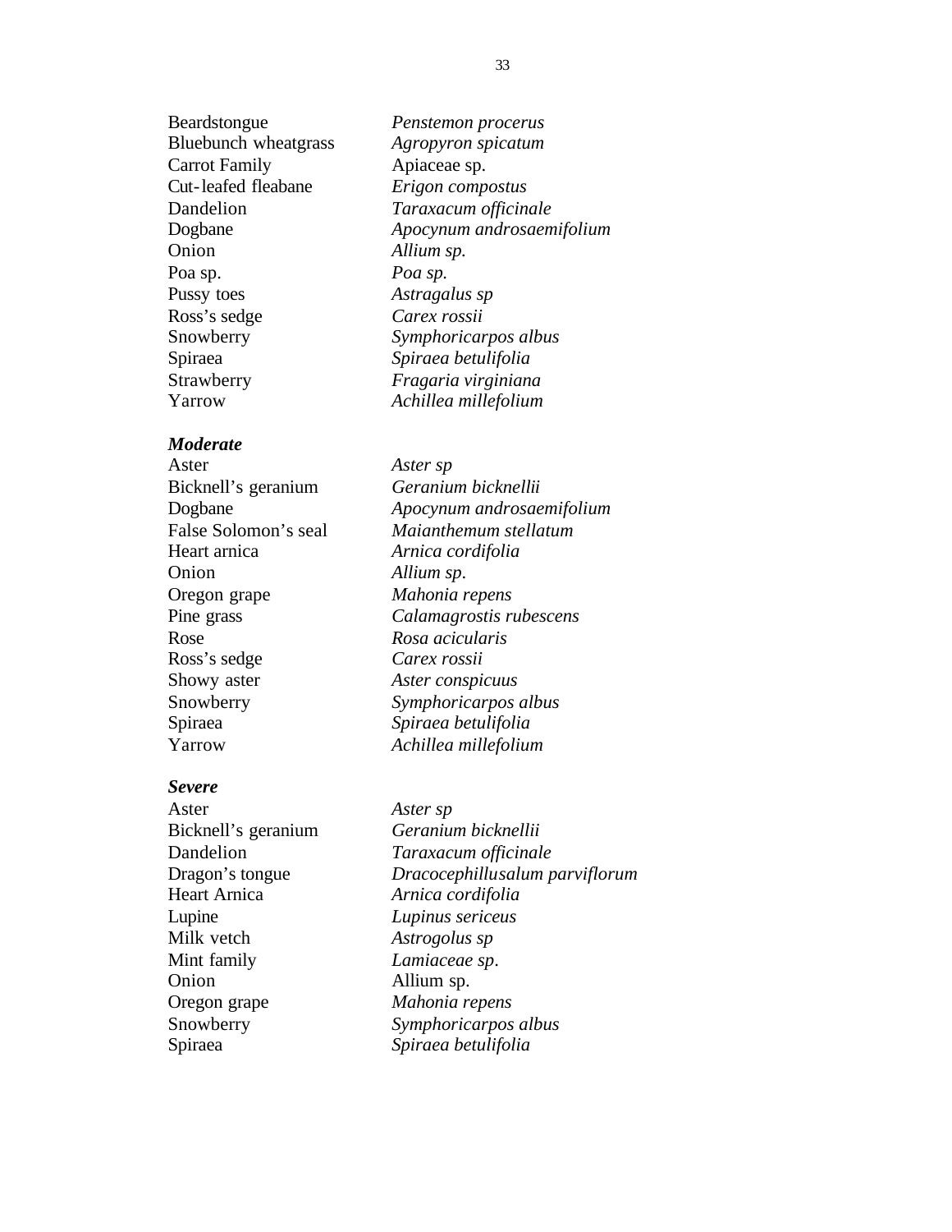| | |
|---|---|
| Beardstongue | *Penstemon procerus* |
| Bluebunch wheatgrass | *Agropyron spicatum* |
| Carrot Family | Apiaceae sp. |
| Cut-leafed fleabane | *Erigon compostus* |
| Dandelion | *Taraxacum officinale* |
| Dogbane | *Apocynum androsaemifolium* |
| Onion | *Allium sp.* |
| Poa sp. | *Poa sp.* |
| Pussy toes | *Astragalus sp* |
| Ross's sedge | *Carex rossii* |
| Snowberry | *Symphoricarpos albus* |
| Spiraea | *Spiraea betulifolia* |
| Strawberry | *Fragaria virginiana* |
| Yarrow | *Achillea millefolium* |

***Moderate***

| | |
|---|---|
| Aster | *Aster sp* |
| Bicknell's geranium | *Geranium bicknellii* |
| Dogbane | *Apocynum androsaemifolium* |
| False Solomon's seal | *Maianthemum stellatum* |
| Heart arnica | *Arnica cordifolia* |
| Onion | *Allium sp*. |
| Oregon grape | *Mahonia repens* |
| Pine grass | *Calamagrostis rubescens* |
| Rose | *Rosa acicularis* |
| Ross's sedge | *Carex rossii* |
| Showy aster | *Aster conspicuus* |
| Snowberry | *Symphoricarpos albus* |
| Spiraea | *Spiraea betulifolia* |
| Yarrow | *Achillea millefolium* |

***Severe***

| | |
|---|---|
| Aster | *Aster sp* |
| Bicknell's geranium | *Geranium bicknellii* |
| Dandelion | *Taraxacum officinale* |
| Dragon's tongue | *Dracocephillusalum parviflorum* |
| Heart Arnica | *Arnica cordifolia* |
| Lupine | *Lupinus sericeus* |
| Milk vetch | *Astrogolus sp* |
| Mint family | *Lamiaceae sp*. |
| Onion | Allium sp. |
| Oregon grape | *Mahonia repens* |
| Snowberry | *Symphoricarpos albus* |
| Spiraea | *Spiraea betulifolia* |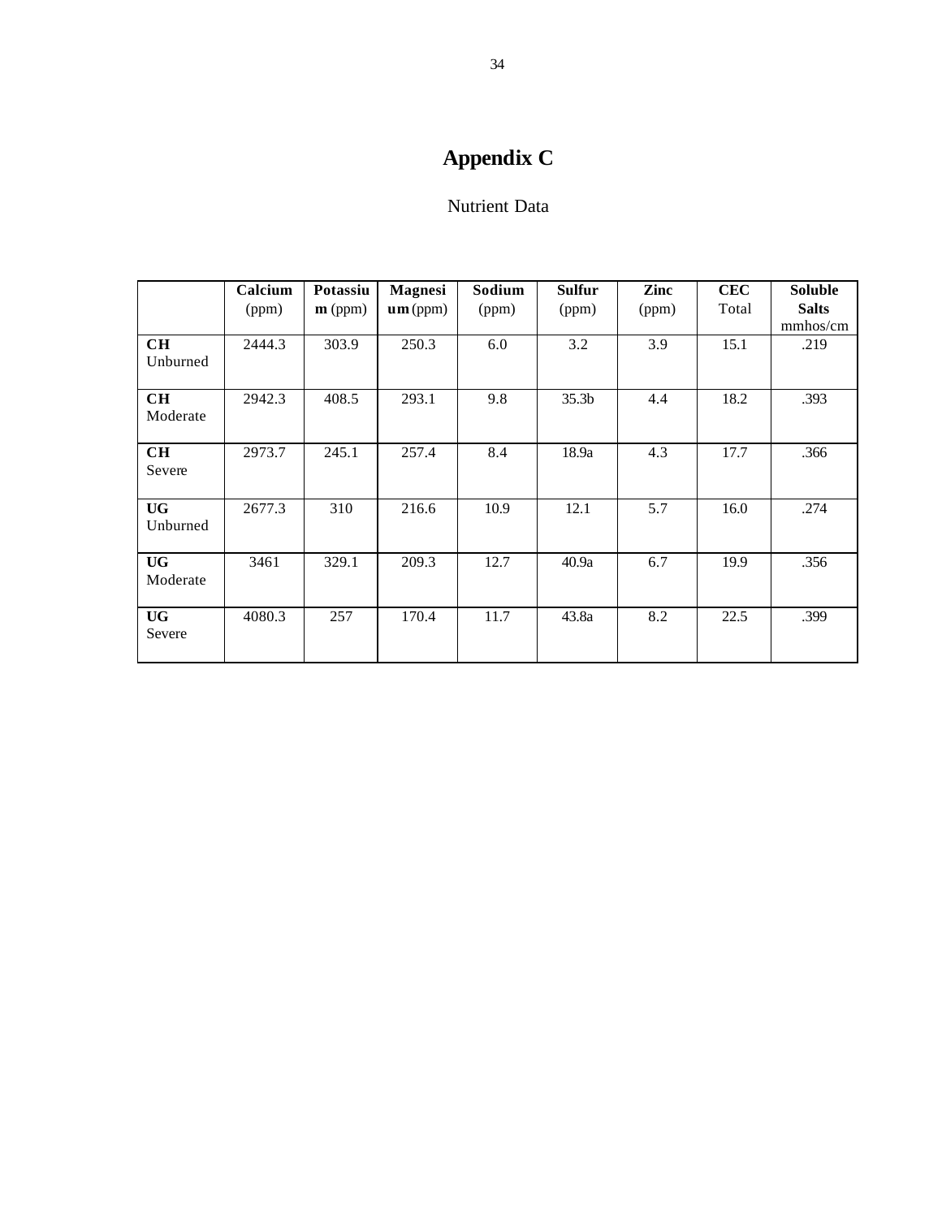# Appendix C

Nutrient Data

| | **Calcium** (ppm) | **Potassium** (ppm) | **Magnesium** (ppm) | **Sodium** (ppm) | **Sulfur** (ppm) | **Zinc** (ppm) | **CEC** Total | **Soluble Salts** mmhos/cm |
|---|---|---|---|---|---|---|---|---|
| **CH** Unburned | 2444.3 | 303.9 | 250.3 | 6.0 | 3.2 | 3.9 | 15.1 | .219 |
| **CH** Moderate | 2942.3 | 408.5 | 293.1 | 9.8 | 35.3b | 4.4 | 18.2 | .393 |
| **CH** Severe | 2973.7 | 245.1 | 257.4 | 8.4 | 18.9a | 4.3 | 17.7 | .366 |
| **UG** Unburned | 2677.3 | 310 | 216.6 | 10.9 | 12.1 | 5.7 | 16.0 | .274 |
| **UG** Moderate | 3461 | 329.1 | 209.3 | 12.7 | 40.9a | 6.7 | 19.9 | .356 |
| **UG** Severe | 4080.3 | 257 | 170.4 | 11.7 | 43.8a | 8.2 | 22.5 | .399 |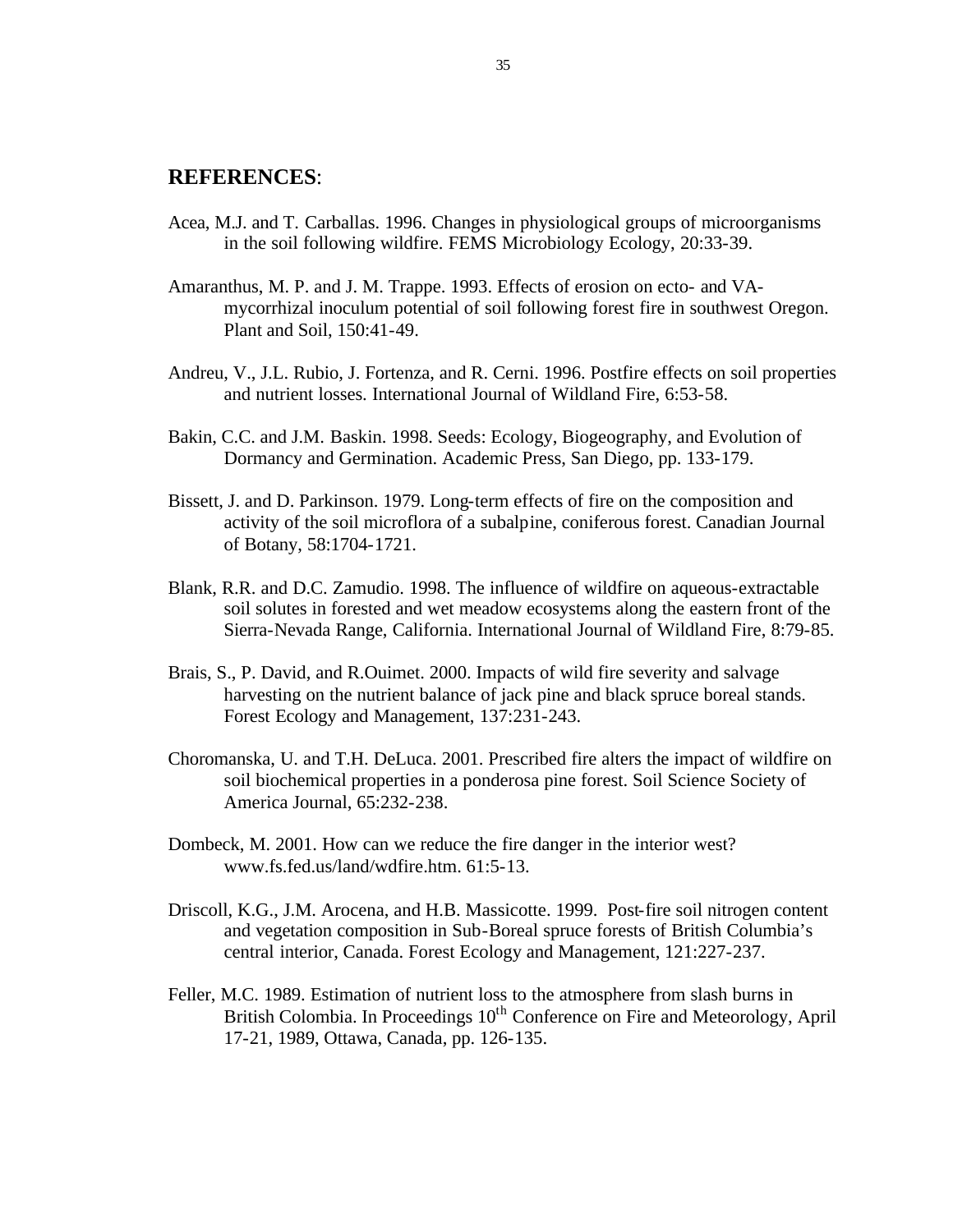## REFERENCES:

Acea, M.J. and T. Carballas. 1996. Changes in physiological groups of microorganisms in the soil following wildfire. FEMS Microbiology Ecology, 20:33-39.

Amaranthus, M. P. and J. M. Trappe. 1993. Effects of erosion on ecto- and VA-mycorrhizal inoculum potential of soil following forest fire in southwest Oregon. Plant and Soil, 150:41-49.

Andreu, V., J.L. Rubio, J. Fortenza, and R. Cerni. 1996. Postfire effects on soil properties and nutrient losses. International Journal of Wildland Fire, 6:53-58.

Bakin, C.C. and J.M. Baskin. 1998. Seeds: Ecology, Biogeography, and Evolution of Dormancy and Germination. Academic Press, San Diego, pp. 133-179.

Bissett, J. and D. Parkinson. 1979. Long-term effects of fire on the composition and activity of the soil microflora of a subalpine, coniferous forest. Canadian Journal of Botany, 58:1704-1721.

Blank, R.R. and D.C. Zamudio. 1998. The influence of wildfire on aqueous-extractable soil solutes in forested and wet meadow ecosystems along the eastern front of the Sierra-Nevada Range, California. International Journal of Wildland Fire, 8:79-85.

Brais, S., P. David, and R.Ouimet. 2000. Impacts of wild fire severity and salvage harvesting on the nutrient balance of jack pine and black spruce boreal stands. Forest Ecology and Management, 137:231-243.

Choromanska, U. and T.H. DeLuca. 2001. Prescribed fire alters the impact of wildfire on soil biochemical properties in a ponderosa pine forest. Soil Science Society of America Journal, 65:232-238.

Dombeck, M. 2001. How can we reduce the fire danger in the interior west? www.fs.fed.us/land/wdfire.htm. 61:5-13.

Driscoll, K.G., J.M. Arocena, and H.B. Massicotte. 1999. Post-fire soil nitrogen content and vegetation composition in Sub-Boreal spruce forests of British Columbia's central interior, Canada. Forest Ecology and Management, 121:227-237.

Feller, M.C. 1989. Estimation of nutrient loss to the atmosphere from slash burns in British Colombia. In Proceedings 10th Conference on Fire and Meteorology, April 17-21, 1989, Ottawa, Canada, pp. 126-135.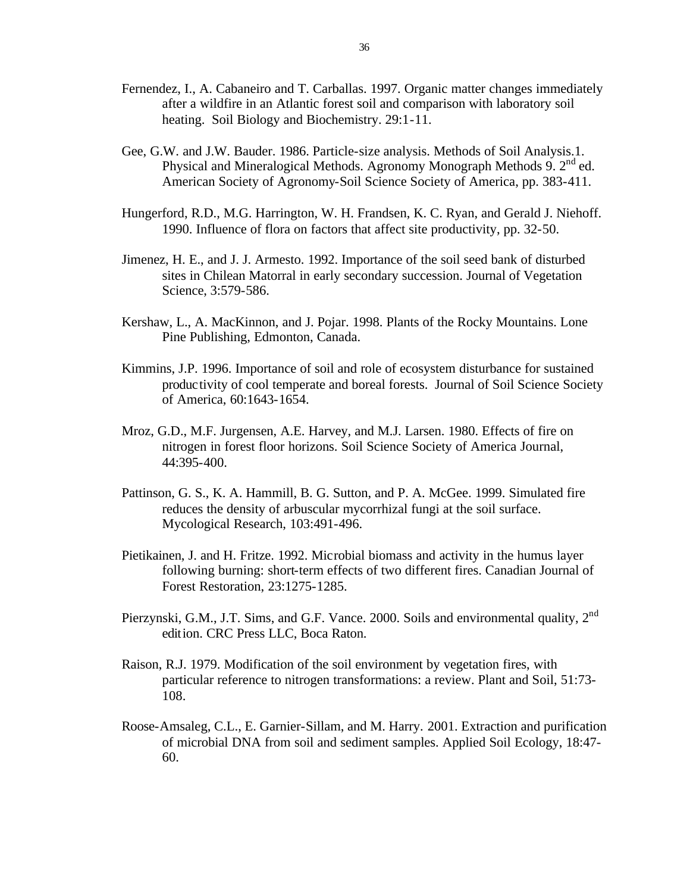Fernendez, I., A. Cabaneiro and T. Carballas. 1997. Organic matter changes immediately after a wildfire in an Atlantic forest soil and comparison with laboratory soil heating. Soil Biology and Biochemistry. 29:1-11.

Gee, G.W. and J.W. Bauder. 1986. Particle-size analysis. Methods of Soil Analysis.1. Physical and Mineralogical Methods. Agronomy Monograph Methods 9. 2nd ed. American Society of Agronomy-Soil Science Society of America, pp. 383-411.

Hungerford, R.D., M.G. Harrington, W. H. Frandsen, K. C. Ryan, and Gerald J. Niehoff. 1990. Influence of flora on factors that affect site productivity, pp. 32-50.

Jimenez, H. E., and J. J. Armesto. 1992. Importance of the soil seed bank of disturbed sites in Chilean Matorral in early secondary succession. Journal of Vegetation Science, 3:579-586.

Kershaw, L., A. MacKinnon, and J. Pojar. 1998. Plants of the Rocky Mountains. Lone Pine Publishing, Edmonton, Canada.

Kimmins, J.P. 1996. Importance of soil and role of ecosystem disturbance for sustained productivity of cool temperate and boreal forests. Journal of Soil Science Society of America, 60:1643-1654.

Mroz, G.D., M.F. Jurgensen, A.E. Harvey, and M.J. Larsen. 1980. Effects of fire on nitrogen in forest floor horizons. Soil Science Society of America Journal, 44:395-400.

Pattinson, G. S., K. A. Hammill, B. G. Sutton, and P. A. McGee. 1999. Simulated fire reduces the density of arbuscular mycorrhizal fungi at the soil surface. Mycological Research, 103:491-496.

Pietikainen, J. and H. Fritze. 1992. Microbial biomass and activity in the humus layer following burning: short-term effects of two different fires. Canadian Journal of Forest Restoration, 23:1275-1285.

Pierzynski, G.M., J.T. Sims, and G.F. Vance. 2000. Soils and environmental quality, 2nd edition. CRC Press LLC, Boca Raton.

Raison, R.J. 1979. Modification of the soil environment by vegetation fires, with particular reference to nitrogen transformations: a review. Plant and Soil, 51:73-108.

Roose-Amsaleg, C.L., E. Garnier-Sillam, and M. Harry. 2001. Extraction and purification of microbial DNA from soil and sediment samples. Applied Soil Ecology, 18:47-60.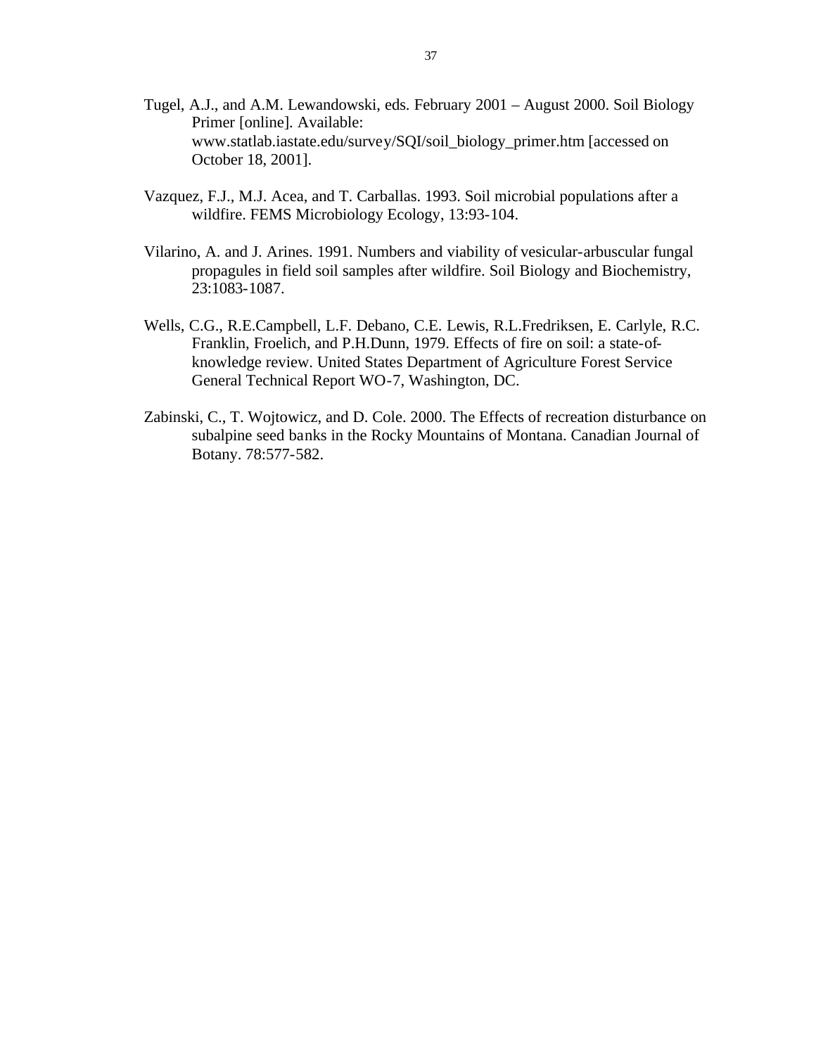Tugel, A.J., and A.M. Lewandowski, eds. February 2001 – August 2000. Soil Biology Primer [online]. Available: www.statlab.iastate.edu/survey/SQI/soil_biology_primer.htm [accessed on October 18, 2001].

Vazquez, F.J., M.J. Acea, and T. Carballas. 1993. Soil microbial populations after a wildfire. FEMS Microbiology Ecology, 13:93-104.

Vilarino, A. and J. Arines. 1991. Numbers and viability of vesicular-arbuscular fungal propagules in field soil samples after wildfire. Soil Biology and Biochemistry, 23:1083-1087.

Wells, C.G., R.E.Campbell, L.F. Debano, C.E. Lewis, R.L.Fredriksen, E. Carlyle, R.C. Franklin, Froelich, and P.H.Dunn, 1979. Effects of fire on soil: a state-of-knowledge review. United States Department of Agriculture Forest Service General Technical Report WO-7, Washington, DC.

Zabinski, C., T. Wojtowicz, and D. Cole. 2000. The Effects of recreation disturbance on subalpine seed banks in the Rocky Mountains of Montana. Canadian Journal of Botany. 78:577-582.